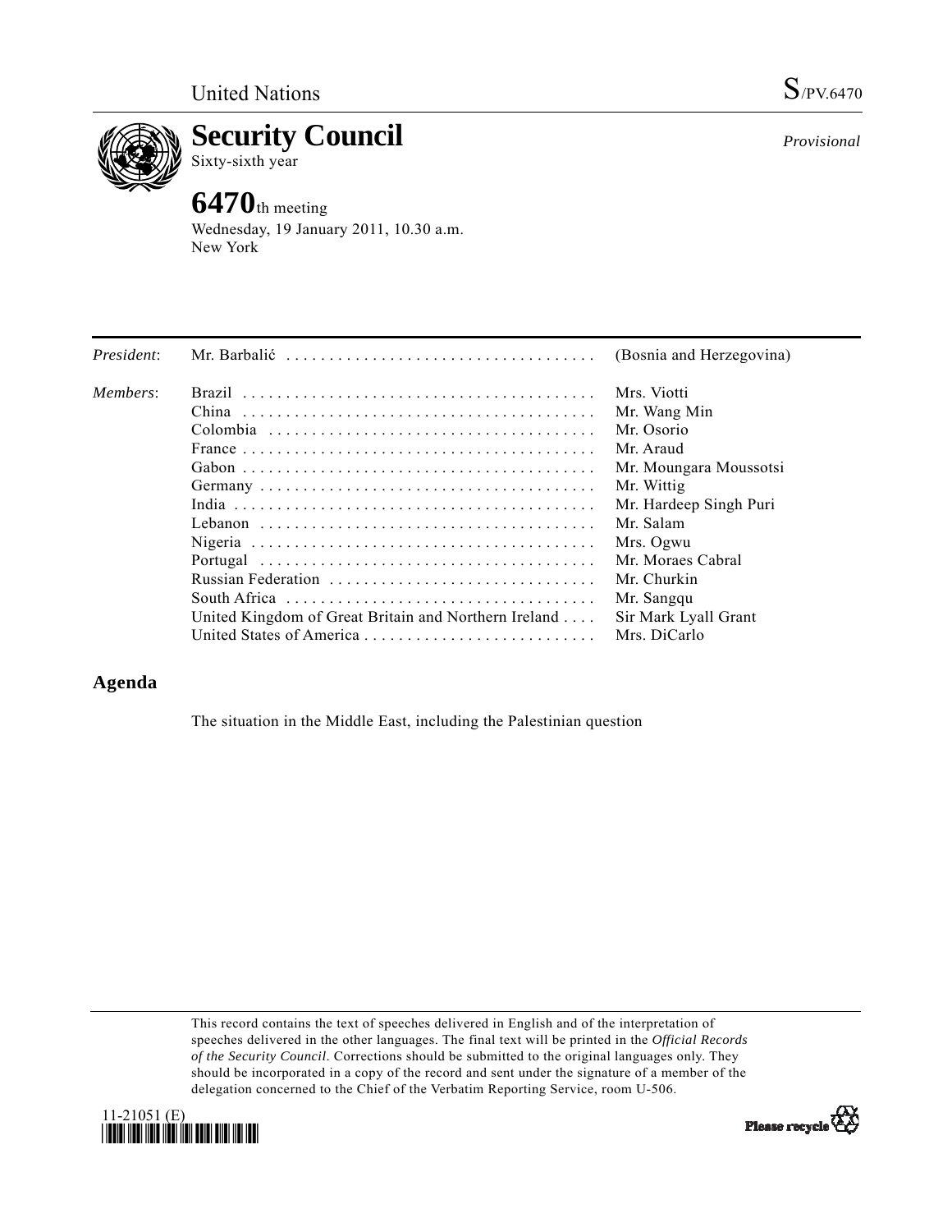United Nations

S/PV.6470

# Security Council

Sixty-sixth year

*Provisional*

## 6470th meeting

Wednesday, 19 January 2011, 10.30 a.m.
New York

| | | |
|---|---|---|
| *President*: | Mr. Barbalić | (Bosnia and Herzegovina) |
| *Members*: | Brazil | Mrs. Viotti |
| | China | Mr. Wang Min |
| | Colombia | Mr. Osorio |
| | France | Mr. Araud |
| | Gabon | Mr. Moungara Moussotsi |
| | Germany | Mr. Wittig |
| | India | Mr. Hardeep Singh Puri |
| | Lebanon | Mr. Salam |
| | Nigeria | Mrs. Ogwu |
| | Portugal | Mr. Moraes Cabral |
| | Russian Federation | Mr. Churkin |
| | South Africa | Mr. Sangqu |
| | United Kingdom of Great Britain and Northern Ireland | Sir Mark Lyall Grant |
| | United States of America | Mrs. DiCarlo |

## Agenda

The situation in the Middle East, including the Palestinian question

This record contains the text of speeches delivered in English and of the interpretation of speeches delivered in the other languages. The final text will be printed in the *Official Records of the Security Council*. Corrections should be submitted to the original languages only. They should be incorporated in a copy of the record and sent under the signature of a member of the delegation concerned to the Chief of the Verbatim Reporting Service, room U-506.

11-21051 (E)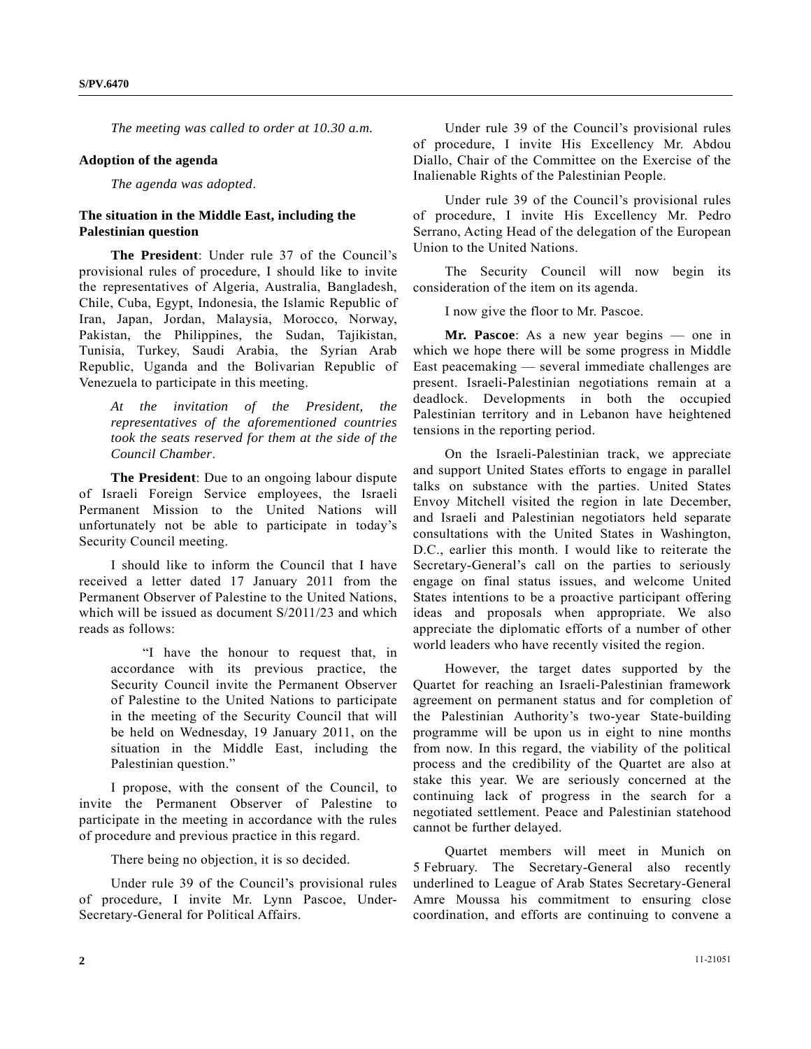*The meeting was called to order at 10.30 a.m.*

**Adoption of the agenda**

*The agenda was adopted*.

**The situation in the Middle East, including the Palestinian question**

**The President**: Under rule 37 of the Council's provisional rules of procedure, I should like to invite the representatives of Algeria, Australia, Bangladesh, Chile, Cuba, Egypt, Indonesia, the Islamic Republic of Iran, Japan, Jordan, Malaysia, Morocco, Norway, Pakistan, the Philippines, the Sudan, Tajikistan, Tunisia, Turkey, Saudi Arabia, the Syrian Arab Republic, Uganda and the Bolivarian Republic of Venezuela to participate in this meeting.

*At the invitation of the President, the representatives of the aforementioned countries took the seats reserved for them at the side of the Council Chamber*.

**The President**: Due to an ongoing labour dispute of Israeli Foreign Service employees, the Israeli Permanent Mission to the United Nations will unfortunately not be able to participate in today's Security Council meeting.

I should like to inform the Council that I have received a letter dated 17 January 2011 from the Permanent Observer of Palestine to the United Nations, which will be issued as document S/2011/23 and which reads as follows:

> "I have the honour to request that, in accordance with its previous practice, the Security Council invite the Permanent Observer of Palestine to the United Nations to participate in the meeting of the Security Council that will be held on Wednesday, 19 January 2011, on the situation in the Middle East, including the Palestinian question."

I propose, with the consent of the Council, to invite the Permanent Observer of Palestine to participate in the meeting in accordance with the rules of procedure and previous practice in this regard.

There being no objection, it is so decided.

Under rule 39 of the Council's provisional rules of procedure, I invite Mr. Lynn Pascoe, Under-Secretary-General for Political Affairs.

Under rule 39 of the Council's provisional rules of procedure, I invite His Excellency Mr. Abdou Diallo, Chair of the Committee on the Exercise of the Inalienable Rights of the Palestinian People.

Under rule 39 of the Council's provisional rules of procedure, I invite His Excellency Mr. Pedro Serrano, Acting Head of the delegation of the European Union to the United Nations.

The Security Council will now begin its consideration of the item on its agenda.

I now give the floor to Mr. Pascoe.

**Mr. Pascoe**: As a new year begins — one in which we hope there will be some progress in Middle East peacemaking — several immediate challenges are present. Israeli-Palestinian negotiations remain at a deadlock. Developments in both the occupied Palestinian territory and in Lebanon have heightened tensions in the reporting period.

On the Israeli-Palestinian track, we appreciate and support United States efforts to engage in parallel talks on substance with the parties. United States Envoy Mitchell visited the region in late December, and Israeli and Palestinian negotiators held separate consultations with the United States in Washington, D.C., earlier this month. I would like to reiterate the Secretary-General's call on the parties to seriously engage on final status issues, and welcome United States intentions to be a proactive participant offering ideas and proposals when appropriate. We also appreciate the diplomatic efforts of a number of other world leaders who have recently visited the region.

However, the target dates supported by the Quartet for reaching an Israeli-Palestinian framework agreement on permanent status and for completion of the Palestinian Authority's two-year State-building programme will be upon us in eight to nine months from now. In this regard, the viability of the political process and the credibility of the Quartet are also at stake this year. We are seriously concerned at the continuing lack of progress in the search for a negotiated settlement. Peace and Palestinian statehood cannot be further delayed.

Quartet members will meet in Munich on 5 February. The Secretary-General also recently underlined to League of Arab States Secretary-General Amre Moussa his commitment to ensuring close coordination, and efforts are continuing to convene a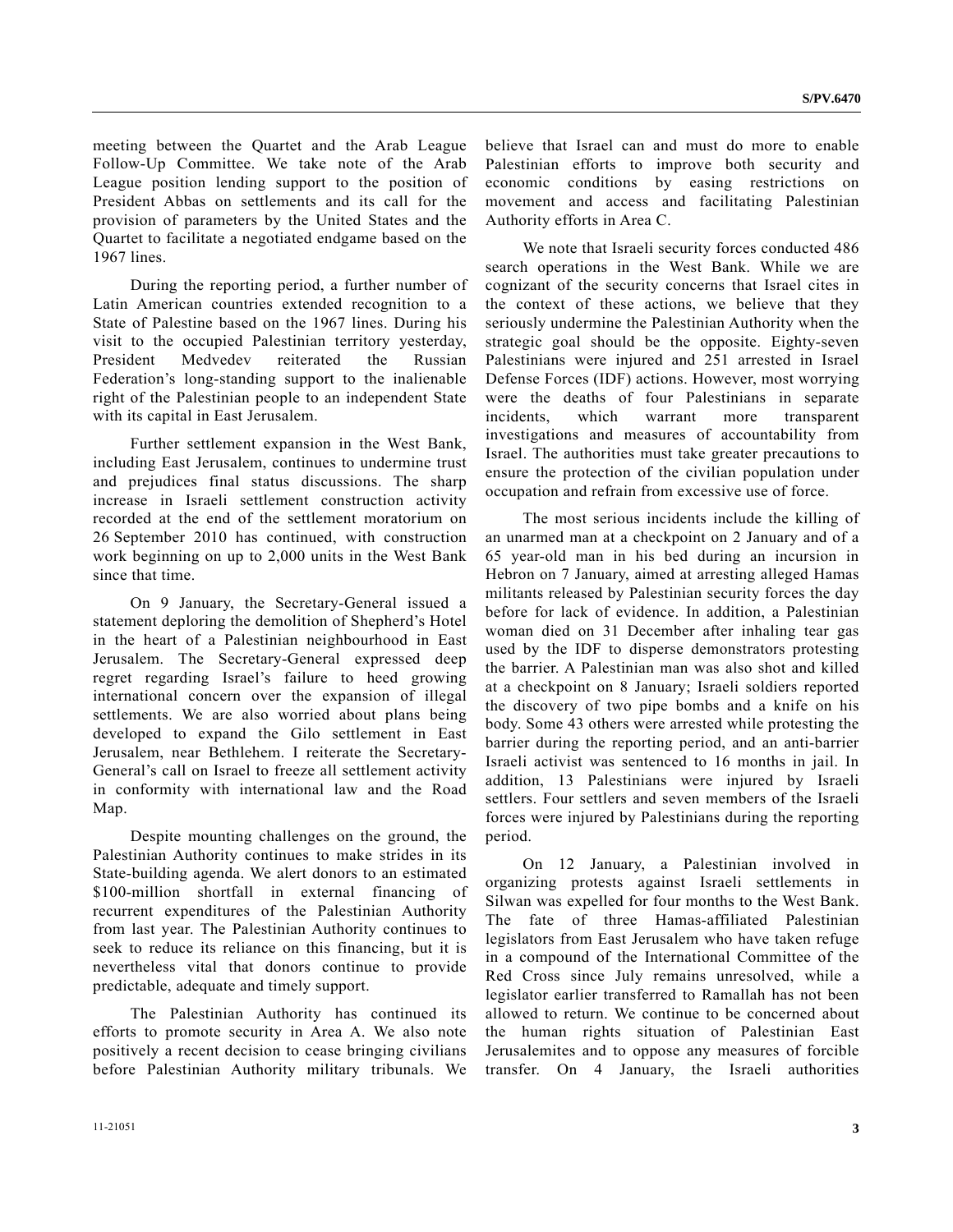meeting between the Quartet and the Arab League Follow-Up Committee. We take note of the Arab League position lending support to the position of President Abbas on settlements and its call for the provision of parameters by the United States and the Quartet to facilitate a negotiated endgame based on the 1967 lines.

During the reporting period, a further number of Latin American countries extended recognition to a State of Palestine based on the 1967 lines. During his visit to the occupied Palestinian territory yesterday, President Medvedev reiterated the Russian Federation's long-standing support to the inalienable right of the Palestinian people to an independent State with its capital in East Jerusalem.

Further settlement expansion in the West Bank, including East Jerusalem, continues to undermine trust and prejudices final status discussions. The sharp increase in Israeli settlement construction activity recorded at the end of the settlement moratorium on 26 September 2010 has continued, with construction work beginning on up to 2,000 units in the West Bank since that time.

On 9 January, the Secretary-General issued a statement deploring the demolition of Shepherd's Hotel in the heart of a Palestinian neighbourhood in East Jerusalem. The Secretary-General expressed deep regret regarding Israel's failure to heed growing international concern over the expansion of illegal settlements. We are also worried about plans being developed to expand the Gilo settlement in East Jerusalem, near Bethlehem. I reiterate the Secretary-General's call on Israel to freeze all settlement activity in conformity with international law and the Road Map.

Despite mounting challenges on the ground, the Palestinian Authority continues to make strides in its State-building agenda. We alert donors to an estimated $100-million shortfall in external financing of recurrent expenditures of the Palestinian Authority from last year. The Palestinian Authority continues to seek to reduce its reliance on this financing, but it is nevertheless vital that donors continue to provide predictable, adequate and timely support.

The Palestinian Authority has continued its efforts to promote security in Area A. We also note positively a recent decision to cease bringing civilians before Palestinian Authority military tribunals. We believe that Israel can and must do more to enable Palestinian efforts to improve both security and economic conditions by easing restrictions on movement and access and facilitating Palestinian Authority efforts in Area C.

We note that Israeli security forces conducted 486 search operations in the West Bank. While we are cognizant of the security concerns that Israel cites in the context of these actions, we believe that they seriously undermine the Palestinian Authority when the strategic goal should be the opposite. Eighty-seven Palestinians were injured and 251 arrested in Israel Defense Forces (IDF) actions. However, most worrying were the deaths of four Palestinians in separate incidents, which warrant more transparent investigations and measures of accountability from Israel. The authorities must take greater precautions to ensure the protection of the civilian population under occupation and refrain from excessive use of force.

The most serious incidents include the killing of an unarmed man at a checkpoint on 2 January and of a 65 year-old man in his bed during an incursion in Hebron on 7 January, aimed at arresting alleged Hamas militants released by Palestinian security forces the day before for lack of evidence. In addition, a Palestinian woman died on 31 December after inhaling tear gas used by the IDF to disperse demonstrators protesting the barrier. A Palestinian man was also shot and killed at a checkpoint on 8 January; Israeli soldiers reported the discovery of two pipe bombs and a knife on his body. Some 43 others were arrested while protesting the barrier during the reporting period, and an anti-barrier Israeli activist was sentenced to 16 months in jail. In addition, 13 Palestinians were injured by Israeli settlers. Four settlers and seven members of the Israeli forces were injured by Palestinians during the reporting period.

On 12 January, a Palestinian involved in organizing protests against Israeli settlements in Silwan was expelled for four months to the West Bank. The fate of three Hamas-affiliated Palestinian legislators from East Jerusalem who have taken refuge in a compound of the International Committee of the Red Cross since July remains unresolved, while a legislator earlier transferred to Ramallah has not been allowed to return. We continue to be concerned about the human rights situation of Palestinian East Jerusalemites and to oppose any measures of forcible transfer. On 4 January, the Israeli authorities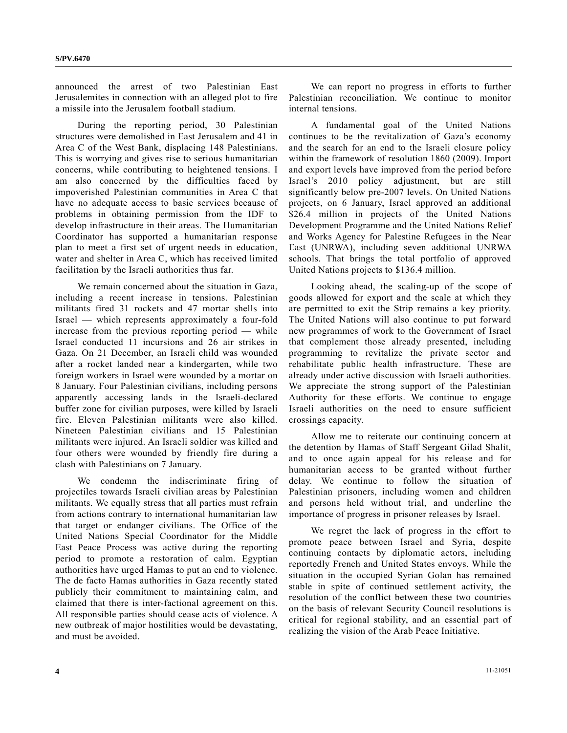announced the arrest of two Palestinian East Jerusalemites in connection with an alleged plot to fire a missile into the Jerusalem football stadium.

During the reporting period, 30 Palestinian structures were demolished in East Jerusalem and 41 in Area C of the West Bank, displacing 148 Palestinians. This is worrying and gives rise to serious humanitarian concerns, while contributing to heightened tensions. I am also concerned by the difficulties faced by impoverished Palestinian communities in Area C that have no adequate access to basic services because of problems in obtaining permission from the IDF to develop infrastructure in their areas. The Humanitarian Coordinator has supported a humanitarian response plan to meet a first set of urgent needs in education, water and shelter in Area C, which has received limited facilitation by the Israeli authorities thus far.

We remain concerned about the situation in Gaza, including a recent increase in tensions. Palestinian militants fired 31 rockets and 47 mortar shells into Israel — which represents approximately a four-fold increase from the previous reporting period — while Israel conducted 11 incursions and 26 air strikes in Gaza. On 21 December, an Israeli child was wounded after a rocket landed near a kindergarten, while two foreign workers in Israel were wounded by a mortar on 8 January. Four Palestinian civilians, including persons apparently accessing lands in the Israeli-declared buffer zone for civilian purposes, were killed by Israeli fire. Eleven Palestinian militants were also killed. Nineteen Palestinian civilians and 15 Palestinian militants were injured. An Israeli soldier was killed and four others were wounded by friendly fire during a clash with Palestinians on 7 January.

We condemn the indiscriminate firing of projectiles towards Israeli civilian areas by Palestinian militants. We equally stress that all parties must refrain from actions contrary to international humanitarian law that target or endanger civilians. The Office of the United Nations Special Coordinator for the Middle East Peace Process was active during the reporting period to promote a restoration of calm. Egyptian authorities have urged Hamas to put an end to violence. The de facto Hamas authorities in Gaza recently stated publicly their commitment to maintaining calm, and claimed that there is inter-factional agreement on this. All responsible parties should cease acts of violence. A new outbreak of major hostilities would be devastating, and must be avoided.

We can report no progress in efforts to further Palestinian reconciliation. We continue to monitor internal tensions.

A fundamental goal of the United Nations continues to be the revitalization of Gaza's economy and the search for an end to the Israeli closure policy within the framework of resolution 1860 (2009). Import and export levels have improved from the period before Israel's 2010 policy adjustment, but are still significantly below pre-2007 levels. On United Nations projects, on 6 January, Israel approved an additional \$26.4 million in projects of the United Nations Development Programme and the United Nations Relief and Works Agency for Palestine Refugees in the Near East (UNRWA), including seven additional UNRWA schools. That brings the total portfolio of approved United Nations projects to \$136.4 million.

Looking ahead, the scaling-up of the scope of goods allowed for export and the scale at which they are permitted to exit the Strip remains a key priority. The United Nations will also continue to put forward new programmes of work to the Government of Israel that complement those already presented, including programming to revitalize the private sector and rehabilitate public health infrastructure. These are already under active discussion with Israeli authorities. We appreciate the strong support of the Palestinian Authority for these efforts. We continue to engage Israeli authorities on the need to ensure sufficient crossings capacity.

Allow me to reiterate our continuing concern at the detention by Hamas of Staff Sergeant Gilad Shalit, and to once again appeal for his release and for humanitarian access to be granted without further delay. We continue to follow the situation of Palestinian prisoners, including women and children and persons held without trial, and underline the importance of progress in prisoner releases by Israel.

We regret the lack of progress in the effort to promote peace between Israel and Syria, despite continuing contacts by diplomatic actors, including reportedly French and United States envoys. While the situation in the occupied Syrian Golan has remained stable in spite of continued settlement activity, the resolution of the conflict between these two countries on the basis of relevant Security Council resolutions is critical for regional stability, and an essential part of realizing the vision of the Arab Peace Initiative.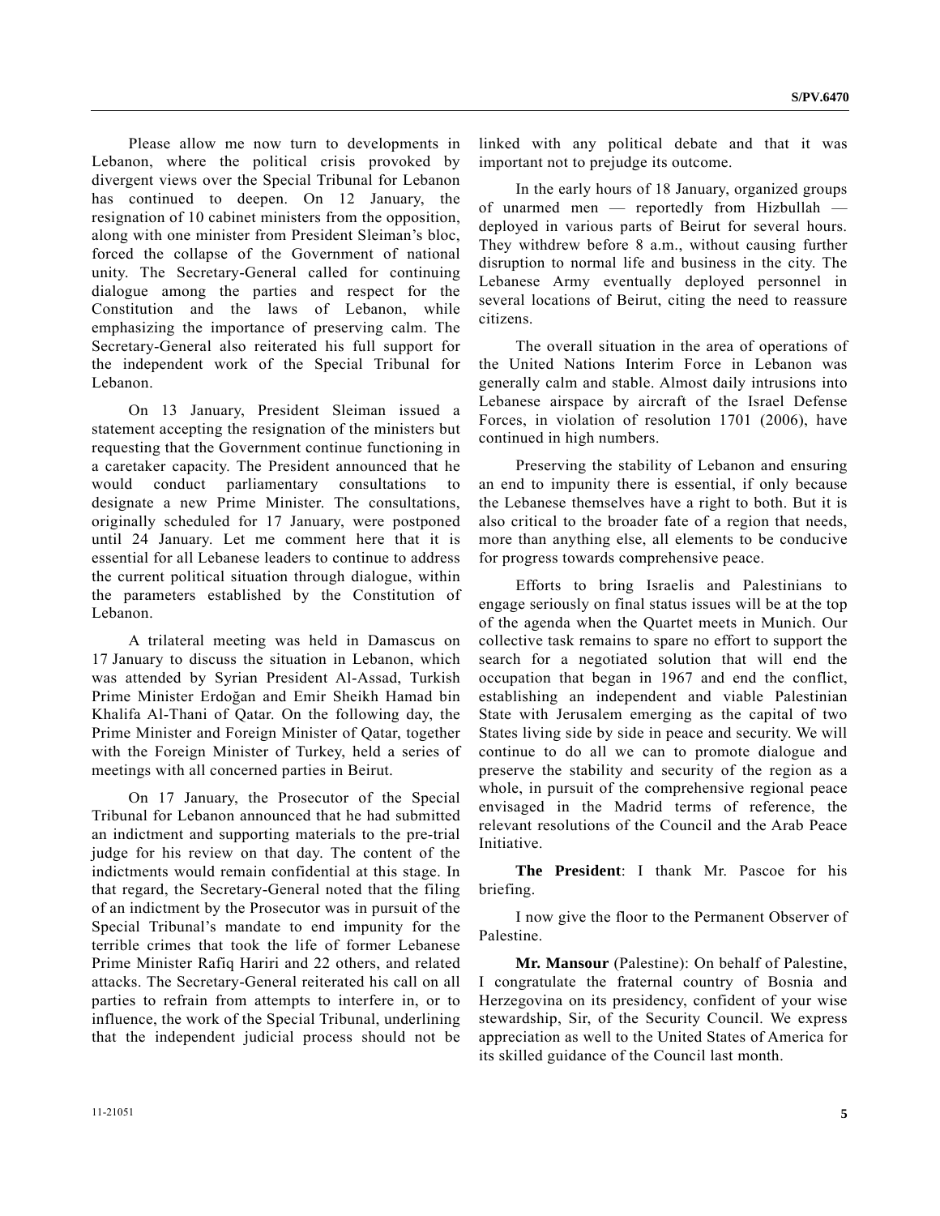Please allow me now turn to developments in Lebanon, where the political crisis provoked by divergent views over the Special Tribunal for Lebanon has continued to deepen. On 12 January, the resignation of 10 cabinet ministers from the opposition, along with one minister from President Sleiman's bloc, forced the collapse of the Government of national unity. The Secretary-General called for continuing dialogue among the parties and respect for the Constitution and the laws of Lebanon, while emphasizing the importance of preserving calm. The Secretary-General also reiterated his full support for the independent work of the Special Tribunal for Lebanon.

On 13 January, President Sleiman issued a statement accepting the resignation of the ministers but requesting that the Government continue functioning in a caretaker capacity. The President announced that he would conduct parliamentary consultations to designate a new Prime Minister. The consultations, originally scheduled for 17 January, were postponed until 24 January. Let me comment here that it is essential for all Lebanese leaders to continue to address the current political situation through dialogue, within the parameters established by the Constitution of Lebanon.

A trilateral meeting was held in Damascus on 17 January to discuss the situation in Lebanon, which was attended by Syrian President Al-Assad, Turkish Prime Minister Erdoğan and Emir Sheikh Hamad bin Khalifa Al-Thani of Qatar. On the following day, the Prime Minister and Foreign Minister of Qatar, together with the Foreign Minister of Turkey, held a series of meetings with all concerned parties in Beirut.

On 17 January, the Prosecutor of the Special Tribunal for Lebanon announced that he had submitted an indictment and supporting materials to the pre-trial judge for his review on that day. The content of the indictments would remain confidential at this stage. In that regard, the Secretary-General noted that the filing of an indictment by the Prosecutor was in pursuit of the Special Tribunal's mandate to end impunity for the terrible crimes that took the life of former Lebanese Prime Minister Rafiq Hariri and 22 others, and related attacks. The Secretary-General reiterated his call on all parties to refrain from attempts to interfere in, or to influence, the work of the Special Tribunal, underlining that the independent judicial process should not be linked with any political debate and that it was important not to prejudge its outcome.

In the early hours of 18 January, organized groups of unarmed men — reportedly from Hizbullah — deployed in various parts of Beirut for several hours. They withdrew before 8 a.m., without causing further disruption to normal life and business in the city. The Lebanese Army eventually deployed personnel in several locations of Beirut, citing the need to reassure citizens.

The overall situation in the area of operations of the United Nations Interim Force in Lebanon was generally calm and stable. Almost daily intrusions into Lebanese airspace by aircraft of the Israel Defense Forces, in violation of resolution 1701 (2006), have continued in high numbers.

Preserving the stability of Lebanon and ensuring an end to impunity there is essential, if only because the Lebanese themselves have a right to both. But it is also critical to the broader fate of a region that needs, more than anything else, all elements to be conducive for progress towards comprehensive peace.

Efforts to bring Israelis and Palestinians to engage seriously on final status issues will be at the top of the agenda when the Quartet meets in Munich. Our collective task remains to spare no effort to support the search for a negotiated solution that will end the occupation that began in 1967 and end the conflict, establishing an independent and viable Palestinian State with Jerusalem emerging as the capital of two States living side by side in peace and security. We will continue to do all we can to promote dialogue and preserve the stability and security of the region as a whole, in pursuit of the comprehensive regional peace envisaged in the Madrid terms of reference, the relevant resolutions of the Council and the Arab Peace Initiative.

**The President**: I thank Mr. Pascoe for his briefing.

I now give the floor to the Permanent Observer of Palestine.

**Mr. Mansour** (Palestine): On behalf of Palestine, I congratulate the fraternal country of Bosnia and Herzegovina on its presidency, confident of your wise stewardship, Sir, of the Security Council. We express appreciation as well to the United States of America for its skilled guidance of the Council last month.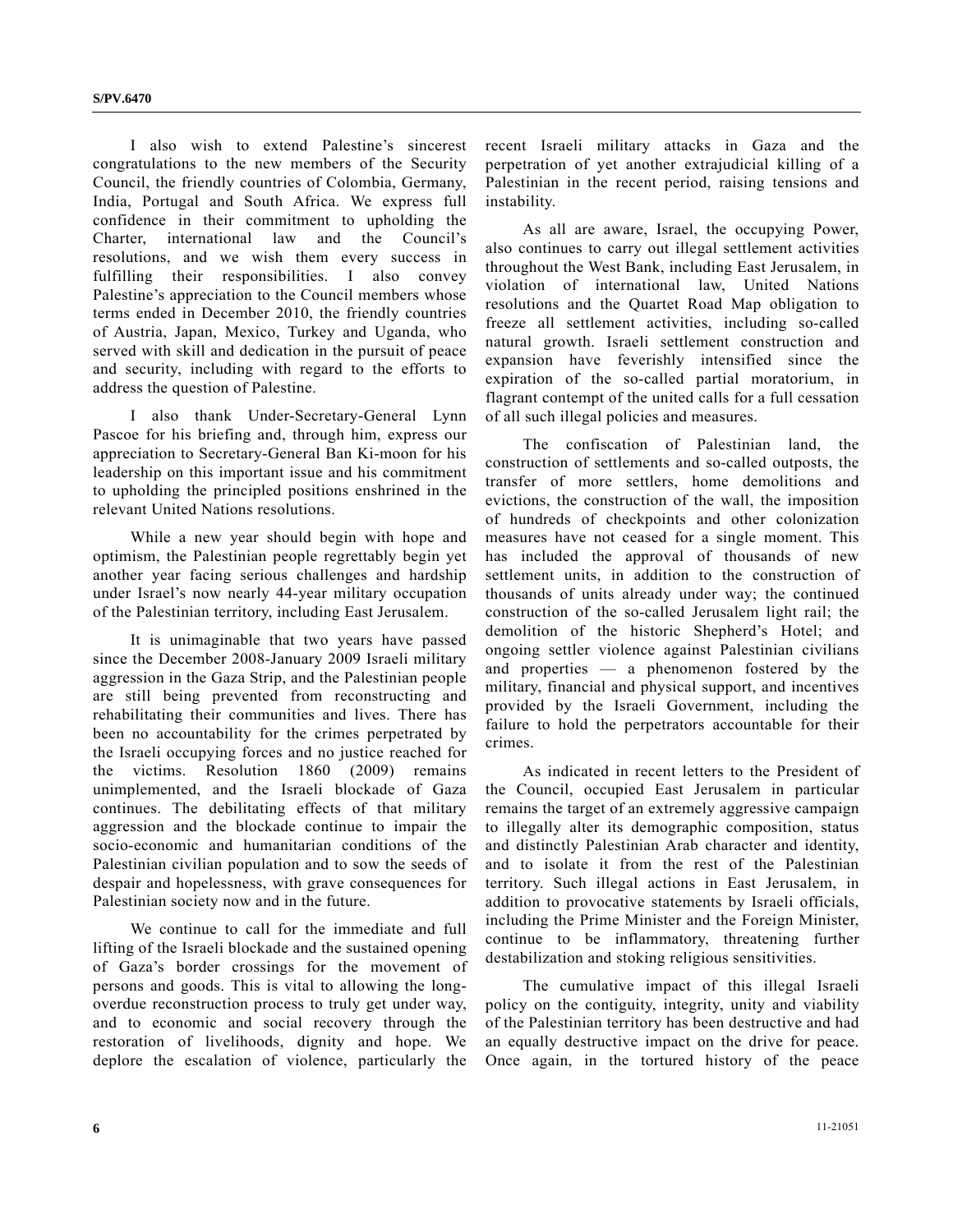I also wish to extend Palestine's sincerest congratulations to the new members of the Security Council, the friendly countries of Colombia, Germany, India, Portugal and South Africa. We express full confidence in their commitment to upholding the Charter, international law and the Council's resolutions, and we wish them every success in fulfilling their responsibilities. I also convey Palestine's appreciation to the Council members whose terms ended in December 2010, the friendly countries of Austria, Japan, Mexico, Turkey and Uganda, who served with skill and dedication in the pursuit of peace and security, including with regard to the efforts to address the question of Palestine.

I also thank Under-Secretary-General Lynn Pascoe for his briefing and, through him, express our appreciation to Secretary-General Ban Ki-moon for his leadership on this important issue and his commitment to upholding the principled positions enshrined in the relevant United Nations resolutions.

While a new year should begin with hope and optimism, the Palestinian people regrettably begin yet another year facing serious challenges and hardship under Israel's now nearly 44-year military occupation of the Palestinian territory, including East Jerusalem.

It is unimaginable that two years have passed since the December 2008-January 2009 Israeli military aggression in the Gaza Strip, and the Palestinian people are still being prevented from reconstructing and rehabilitating their communities and lives. There has been no accountability for the crimes perpetrated by the Israeli occupying forces and no justice reached for the victims. Resolution 1860 (2009) remains unimplemented, and the Israeli blockade of Gaza continues. The debilitating effects of that military aggression and the blockade continue to impair the socio-economic and humanitarian conditions of the Palestinian civilian population and to sow the seeds of despair and hopelessness, with grave consequences for Palestinian society now and in the future.

We continue to call for the immediate and full lifting of the Israeli blockade and the sustained opening of Gaza's border crossings for the movement of persons and goods. This is vital to allowing the long-overdue reconstruction process to truly get under way, and to economic and social recovery through the restoration of livelihoods, dignity and hope. We deplore the escalation of violence, particularly the recent Israeli military attacks in Gaza and the perpetration of yet another extrajudicial killing of a Palestinian in the recent period, raising tensions and instability.

As all are aware, Israel, the occupying Power, also continues to carry out illegal settlement activities throughout the West Bank, including East Jerusalem, in violation of international law, United Nations resolutions and the Quartet Road Map obligation to freeze all settlement activities, including so-called natural growth. Israeli settlement construction and expansion have feverishly intensified since the expiration of the so-called partial moratorium, in flagrant contempt of the united calls for a full cessation of all such illegal policies and measures.

The confiscation of Palestinian land, the construction of settlements and so-called outposts, the transfer of more settlers, home demolitions and evictions, the construction of the wall, the imposition of hundreds of checkpoints and other colonization measures have not ceased for a single moment. This has included the approval of thousands of new settlement units, in addition to the construction of thousands of units already under way; the continued construction of the so-called Jerusalem light rail; the demolition of the historic Shepherd's Hotel; and ongoing settler violence against Palestinian civilians and properties — a phenomenon fostered by the military, financial and physical support, and incentives provided by the Israeli Government, including the failure to hold the perpetrators accountable for their crimes.

As indicated in recent letters to the President of the Council, occupied East Jerusalem in particular remains the target of an extremely aggressive campaign to illegally alter its demographic composition, status and distinctly Palestinian Arab character and identity, and to isolate it from the rest of the Palestinian territory. Such illegal actions in East Jerusalem, in addition to provocative statements by Israeli officials, including the Prime Minister and the Foreign Minister, continue to be inflammatory, threatening further destabilization and stoking religious sensitivities.

The cumulative impact of this illegal Israeli policy on the contiguity, integrity, unity and viability of the Palestinian territory has been destructive and had an equally destructive impact on the drive for peace. Once again, in the tortured history of the peace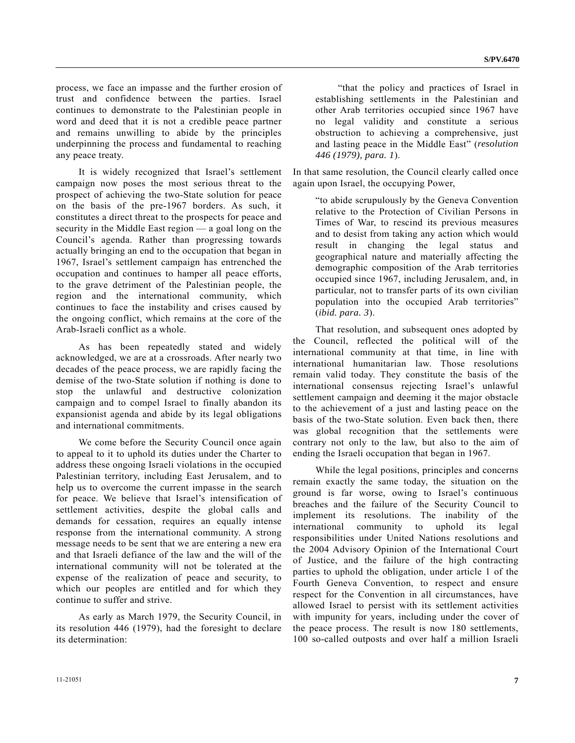process, we face an impasse and the further erosion of trust and confidence between the parties. Israel continues to demonstrate to the Palestinian people in word and deed that it is not a credible peace partner and remains unwilling to abide by the principles underpinning the process and fundamental to reaching any peace treaty.

It is widely recognized that Israel's settlement campaign now poses the most serious threat to the prospect of achieving the two-State solution for peace on the basis of the pre-1967 borders. As such, it constitutes a direct threat to the prospects for peace and security in the Middle East region — a goal long on the Council's agenda. Rather than progressing towards actually bringing an end to the occupation that began in 1967, Israel's settlement campaign has entrenched the occupation and continues to hamper all peace efforts, to the grave detriment of the Palestinian people, the region and the international community, which continues to face the instability and crises caused by the ongoing conflict, which remains at the core of the Arab-Israeli conflict as a whole.

As has been repeatedly stated and widely acknowledged, we are at a crossroads. After nearly two decades of the peace process, we are rapidly facing the demise of the two-State solution if nothing is done to stop the unlawful and destructive colonization campaign and to compel Israel to finally abandon its expansionist agenda and abide by its legal obligations and international commitments.

We come before the Security Council once again to appeal to it to uphold its duties under the Charter to address these ongoing Israeli violations in the occupied Palestinian territory, including East Jerusalem, and to help us to overcome the current impasse in the search for peace. We believe that Israel's intensification of settlement activities, despite the global calls and demands for cessation, requires an equally intense response from the international community. A strong message needs to be sent that we are entering a new era and that Israeli defiance of the law and the will of the international community will not be tolerated at the expense of the realization of peace and security, to which our peoples are entitled and for which they continue to suffer and strive.

As early as March 1979, the Security Council, in its resolution 446 (1979), had the foresight to declare its determination:

> "that the policy and practices of Israel in establishing settlements in the Palestinian and other Arab territories occupied since 1967 have no legal validity and constitute a serious obstruction to achieving a comprehensive, just and lasting peace in the Middle East" (*resolution 446 (1979), para. 1*).

In that same resolution, the Council clearly called once again upon Israel, the occupying Power,

> "to abide scrupulously by the Geneva Convention relative to the Protection of Civilian Persons in Times of War, to rescind its previous measures and to desist from taking any action which would result in changing the legal status and geographical nature and materially affecting the demographic composition of the Arab territories occupied since 1967, including Jerusalem, and, in particular, not to transfer parts of its own civilian population into the occupied Arab territories" (*ibid. para. 3*).

That resolution, and subsequent ones adopted by the Council, reflected the political will of the international community at that time, in line with international humanitarian law. Those resolutions remain valid today. They constitute the basis of the international consensus rejecting Israel's unlawful settlement campaign and deeming it the major obstacle to the achievement of a just and lasting peace on the basis of the two-State solution. Even back then, there was global recognition that the settlements were contrary not only to the law, but also to the aim of ending the Israeli occupation that began in 1967.

While the legal positions, principles and concerns remain exactly the same today, the situation on the ground is far worse, owing to Israel's continuous breaches and the failure of the Security Council to implement its resolutions. The inability of the international community to uphold its legal responsibilities under United Nations resolutions and the 2004 Advisory Opinion of the International Court of Justice, and the failure of the high contracting parties to uphold the obligation, under article 1 of the Fourth Geneva Convention, to respect and ensure respect for the Convention in all circumstances, have allowed Israel to persist with its settlement activities with impunity for years, including under the cover of the peace process. The result is now 180 settlements, 100 so-called outposts and over half a million Israeli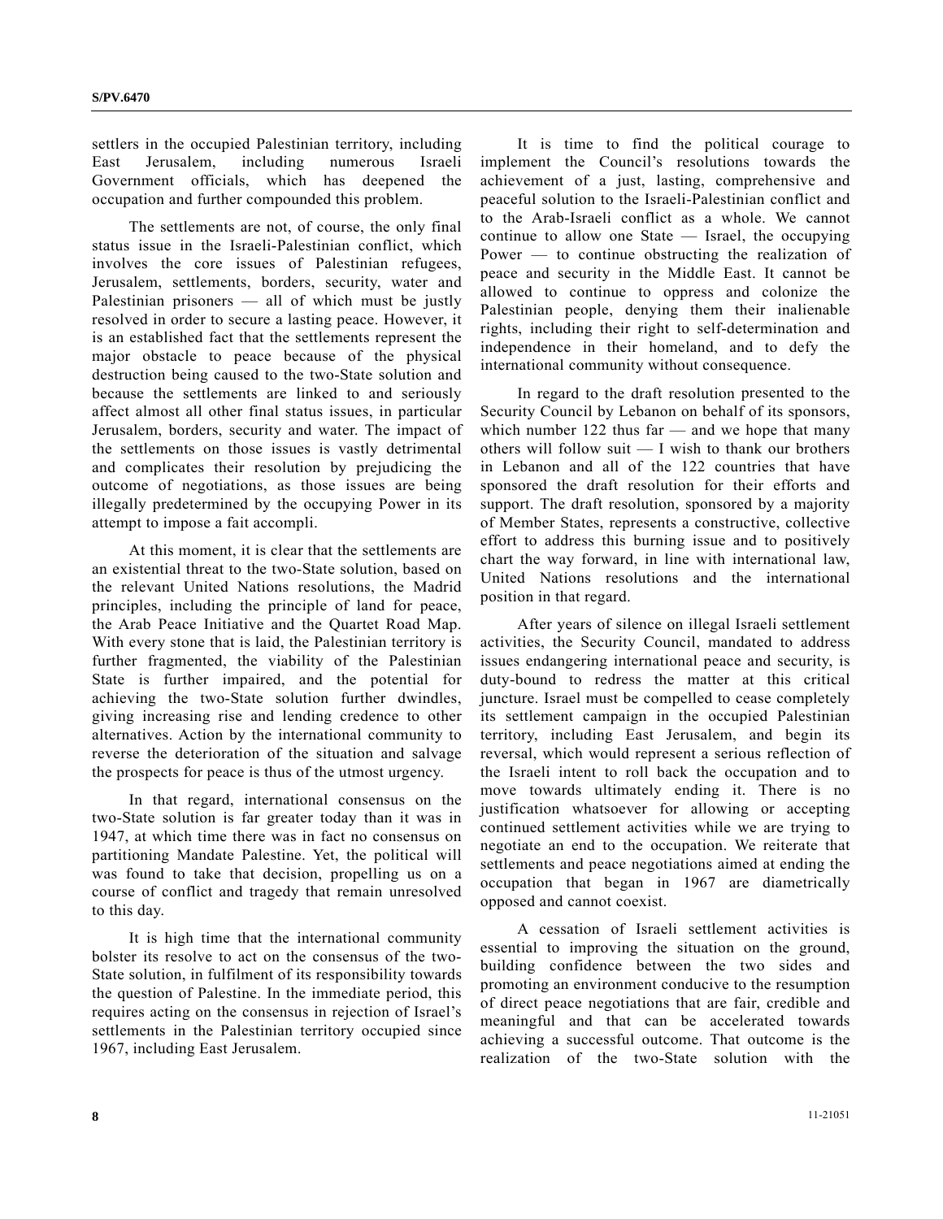settlers in the occupied Palestinian territory, including East Jerusalem, including numerous Israeli Government officials, which has deepened the occupation and further compounded this problem.

The settlements are not, of course, the only final status issue in the Israeli-Palestinian conflict, which involves the core issues of Palestinian refugees, Jerusalem, settlements, borders, security, water and Palestinian prisoners — all of which must be justly resolved in order to secure a lasting peace. However, it is an established fact that the settlements represent the major obstacle to peace because of the physical destruction being caused to the two-State solution and because the settlements are linked to and seriously affect almost all other final status issues, in particular Jerusalem, borders, security and water. The impact of the settlements on those issues is vastly detrimental and complicates their resolution by prejudicing the outcome of negotiations, as those issues are being illegally predetermined by the occupying Power in its attempt to impose a fait accompli.

At this moment, it is clear that the settlements are an existential threat to the two-State solution, based on the relevant United Nations resolutions, the Madrid principles, including the principle of land for peace, the Arab Peace Initiative and the Quartet Road Map. With every stone that is laid, the Palestinian territory is further fragmented, the viability of the Palestinian State is further impaired, and the potential for achieving the two-State solution further dwindles, giving increasing rise and lending credence to other alternatives. Action by the international community to reverse the deterioration of the situation and salvage the prospects for peace is thus of the utmost urgency.

In that regard, international consensus on the two-State solution is far greater today than it was in 1947, at which time there was in fact no consensus on partitioning Mandate Palestine. Yet, the political will was found to take that decision, propelling us on a course of conflict and tragedy that remain unresolved to this day.

It is high time that the international community bolster its resolve to act on the consensus of the two-State solution, in fulfilment of its responsibility towards the question of Palestine. In the immediate period, this requires acting on the consensus in rejection of Israel's settlements in the Palestinian territory occupied since 1967, including East Jerusalem.

It is time to find the political courage to implement the Council's resolutions towards the achievement of a just, lasting, comprehensive and peaceful solution to the Israeli-Palestinian conflict and to the Arab-Israeli conflict as a whole. We cannot continue to allow one State — Israel, the occupying Power — to continue obstructing the realization of peace and security in the Middle East. It cannot be allowed to continue to oppress and colonize the Palestinian people, denying them their inalienable rights, including their right to self-determination and independence in their homeland, and to defy the international community without consequence.

In regard to the draft resolution presented to the Security Council by Lebanon on behalf of its sponsors, which number 122 thus far — and we hope that many others will follow suit — I wish to thank our brothers in Lebanon and all of the 122 countries that have sponsored the draft resolution for their efforts and support. The draft resolution, sponsored by a majority of Member States, represents a constructive, collective effort to address this burning issue and to positively chart the way forward, in line with international law, United Nations resolutions and the international position in that regard.

After years of silence on illegal Israeli settlement activities, the Security Council, mandated to address issues endangering international peace and security, is duty-bound to redress the matter at this critical juncture. Israel must be compelled to cease completely its settlement campaign in the occupied Palestinian territory, including East Jerusalem, and begin its reversal, which would represent a serious reflection of the Israeli intent to roll back the occupation and to move towards ultimately ending it. There is no justification whatsoever for allowing or accepting continued settlement activities while we are trying to negotiate an end to the occupation. We reiterate that settlements and peace negotiations aimed at ending the occupation that began in 1967 are diametrically opposed and cannot coexist.

A cessation of Israeli settlement activities is essential to improving the situation on the ground, building confidence between the two sides and promoting an environment conducive to the resumption of direct peace negotiations that are fair, credible and meaningful and that can be accelerated towards achieving a successful outcome. That outcome is the realization of the two-State solution with the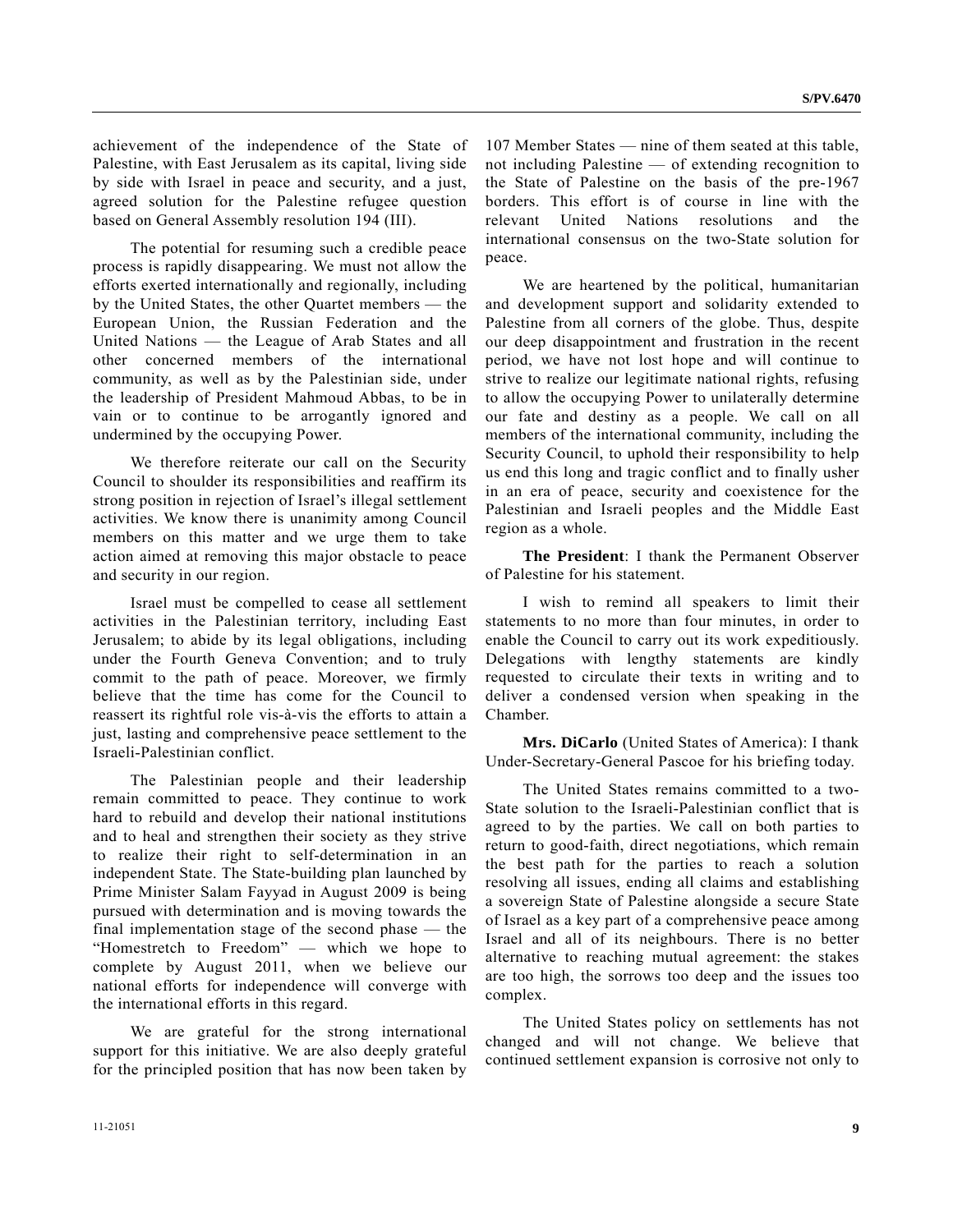achievement of the independence of the State of Palestine, with East Jerusalem as its capital, living side by side with Israel in peace and security, and a just, agreed solution for the Palestine refugee question based on General Assembly resolution 194 (III).

The potential for resuming such a credible peace process is rapidly disappearing. We must not allow the efforts exerted internationally and regionally, including by the United States, the other Quartet members — the European Union, the Russian Federation and the United Nations — the League of Arab States and all other concerned members of the international community, as well as by the Palestinian side, under the leadership of President Mahmoud Abbas, to be in vain or to continue to be arrogantly ignored and undermined by the occupying Power.

We therefore reiterate our call on the Security Council to shoulder its responsibilities and reaffirm its strong position in rejection of Israel's illegal settlement activities. We know there is unanimity among Council members on this matter and we urge them to take action aimed at removing this major obstacle to peace and security in our region.

Israel must be compelled to cease all settlement activities in the Palestinian territory, including East Jerusalem; to abide by its legal obligations, including under the Fourth Geneva Convention; and to truly commit to the path of peace. Moreover, we firmly believe that the time has come for the Council to reassert its rightful role vis-à-vis the efforts to attain a just, lasting and comprehensive peace settlement to the Israeli-Palestinian conflict.

The Palestinian people and their leadership remain committed to peace. They continue to work hard to rebuild and develop their national institutions and to heal and strengthen their society as they strive to realize their right to self-determination in an independent State. The State-building plan launched by Prime Minister Salam Fayyad in August 2009 is being pursued with determination and is moving towards the final implementation stage of the second phase — the "Homestretch to Freedom" — which we hope to complete by August 2011, when we believe our national efforts for independence will converge with the international efforts in this regard.

We are grateful for the strong international support for this initiative. We are also deeply grateful for the principled position that has now been taken by 107 Member States — nine of them seated at this table, not including Palestine — of extending recognition to the State of Palestine on the basis of the pre-1967 borders. This effort is of course in line with the relevant United Nations resolutions and the international consensus on the two-State solution for peace.

We are heartened by the political, humanitarian and development support and solidarity extended to Palestine from all corners of the globe. Thus, despite our deep disappointment and frustration in the recent period, we have not lost hope and will continue to strive to realize our legitimate national rights, refusing to allow the occupying Power to unilaterally determine our fate and destiny as a people. We call on all members of the international community, including the Security Council, to uphold their responsibility to help us end this long and tragic conflict and to finally usher in an era of peace, security and coexistence for the Palestinian and Israeli peoples and the Middle East region as a whole.

**The President**: I thank the Permanent Observer of Palestine for his statement.

I wish to remind all speakers to limit their statements to no more than four minutes, in order to enable the Council to carry out its work expeditiously. Delegations with lengthy statements are kindly requested to circulate their texts in writing and to deliver a condensed version when speaking in the Chamber.

**Mrs. DiCarlo** (United States of America): I thank Under-Secretary-General Pascoe for his briefing today.

The United States remains committed to a two-State solution to the Israeli-Palestinian conflict that is agreed to by the parties. We call on both parties to return to good-faith, direct negotiations, which remain the best path for the parties to reach a solution resolving all issues, ending all claims and establishing a sovereign State of Palestine alongside a secure State of Israel as a key part of a comprehensive peace among Israel and all of its neighbours. There is no better alternative to reaching mutual agreement: the stakes are too high, the sorrows too deep and the issues too complex.

The United States policy on settlements has not changed and will not change. We believe that continued settlement expansion is corrosive not only to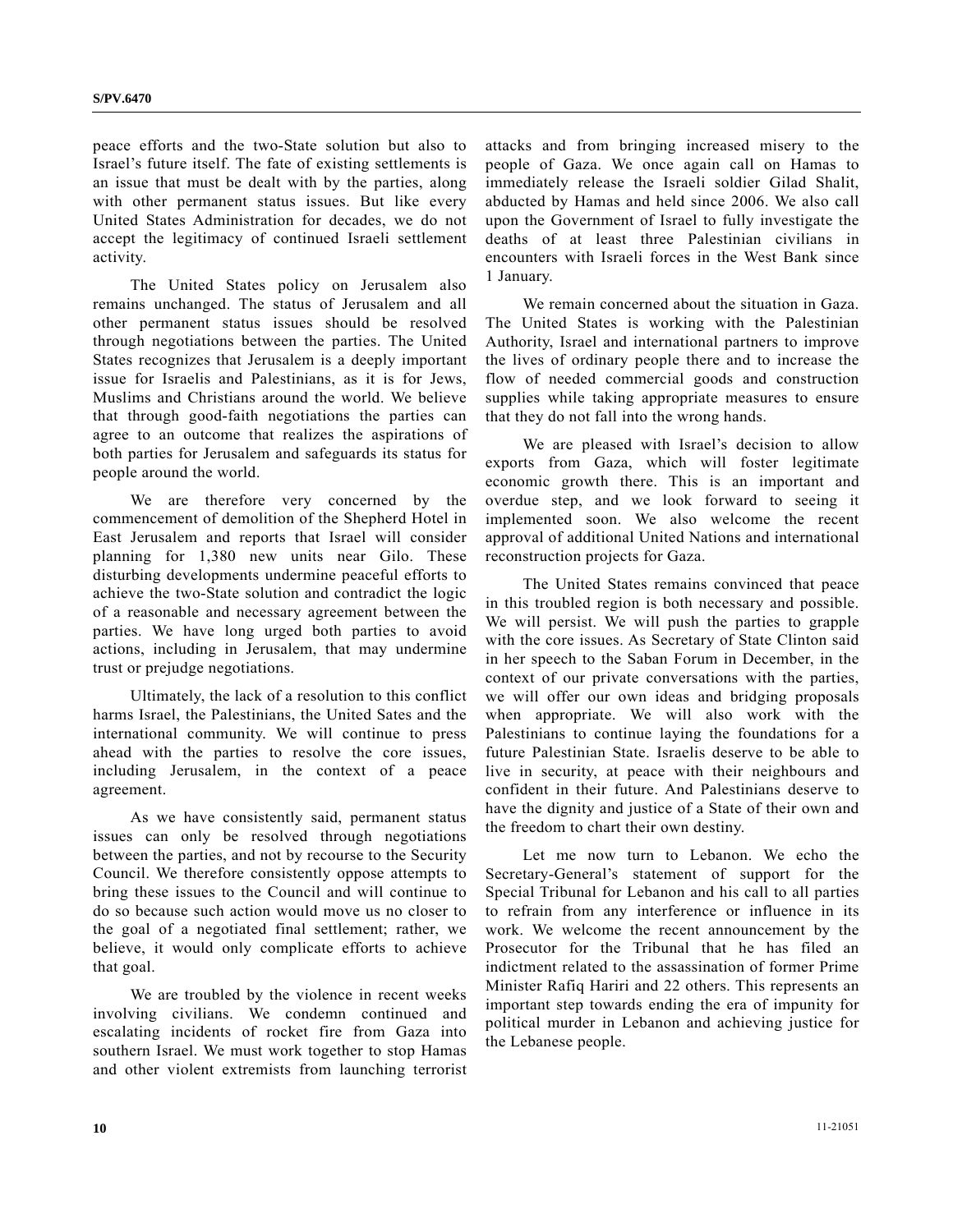peace efforts and the two-State solution but also to Israel's future itself. The fate of existing settlements is an issue that must be dealt with by the parties, along with other permanent status issues. But like every United States Administration for decades, we do not accept the legitimacy of continued Israeli settlement activity.

The United States policy on Jerusalem also remains unchanged. The status of Jerusalem and all other permanent status issues should be resolved through negotiations between the parties. The United States recognizes that Jerusalem is a deeply important issue for Israelis and Palestinians, as it is for Jews, Muslims and Christians around the world. We believe that through good-faith negotiations the parties can agree to an outcome that realizes the aspirations of both parties for Jerusalem and safeguards its status for people around the world.

We are therefore very concerned by the commencement of demolition of the Shepherd Hotel in East Jerusalem and reports that Israel will consider planning for 1,380 new units near Gilo. These disturbing developments undermine peaceful efforts to achieve the two-State solution and contradict the logic of a reasonable and necessary agreement between the parties. We have long urged both parties to avoid actions, including in Jerusalem, that may undermine trust or prejudge negotiations.

Ultimately, the lack of a resolution to this conflict harms Israel, the Palestinians, the United Sates and the international community. We will continue to press ahead with the parties to resolve the core issues, including Jerusalem, in the context of a peace agreement.

As we have consistently said, permanent status issues can only be resolved through negotiations between the parties, and not by recourse to the Security Council. We therefore consistently oppose attempts to bring these issues to the Council and will continue to do so because such action would move us no closer to the goal of a negotiated final settlement; rather, we believe, it would only complicate efforts to achieve that goal.

We are troubled by the violence in recent weeks involving civilians. We condemn continued and escalating incidents of rocket fire from Gaza into southern Israel. We must work together to stop Hamas and other violent extremists from launching terrorist attacks and from bringing increased misery to the people of Gaza. We once again call on Hamas to immediately release the Israeli soldier Gilad Shalit, abducted by Hamas and held since 2006. We also call upon the Government of Israel to fully investigate the deaths of at least three Palestinian civilians in encounters with Israeli forces in the West Bank since 1 January.

We remain concerned about the situation in Gaza. The United States is working with the Palestinian Authority, Israel and international partners to improve the lives of ordinary people there and to increase the flow of needed commercial goods and construction supplies while taking appropriate measures to ensure that they do not fall into the wrong hands.

We are pleased with Israel's decision to allow exports from Gaza, which will foster legitimate economic growth there. This is an important and overdue step, and we look forward to seeing it implemented soon. We also welcome the recent approval of additional United Nations and international reconstruction projects for Gaza.

The United States remains convinced that peace in this troubled region is both necessary and possible. We will persist. We will push the parties to grapple with the core issues. As Secretary of State Clinton said in her speech to the Saban Forum in December, in the context of our private conversations with the parties, we will offer our own ideas and bridging proposals when appropriate. We will also work with the Palestinians to continue laying the foundations for a future Palestinian State. Israelis deserve to be able to live in security, at peace with their neighbours and confident in their future. And Palestinians deserve to have the dignity and justice of a State of their own and the freedom to chart their own destiny.

Let me now turn to Lebanon. We echo the Secretary-General's statement of support for the Special Tribunal for Lebanon and his call to all parties to refrain from any interference or influence in its work. We welcome the recent announcement by the Prosecutor for the Tribunal that he has filed an indictment related to the assassination of former Prime Minister Rafiq Hariri and 22 others. This represents an important step towards ending the era of impunity for political murder in Lebanon and achieving justice for the Lebanese people.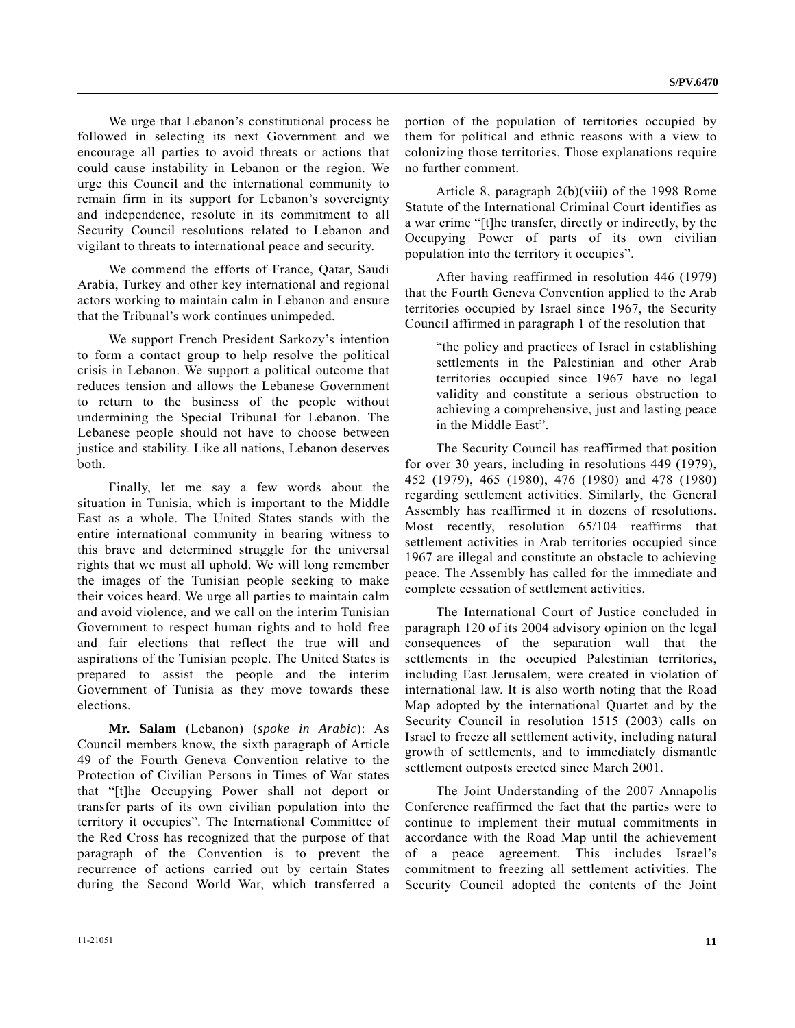We urge that Lebanon's constitutional process be followed in selecting its next Government and we encourage all parties to avoid threats or actions that could cause instability in Lebanon or the region. We urge this Council and the international community to remain firm in its support for Lebanon's sovereignty and independence, resolute in its commitment to all Security Council resolutions related to Lebanon and vigilant to threats to international peace and security.

We commend the efforts of France, Qatar, Saudi Arabia, Turkey and other key international and regional actors working to maintain calm in Lebanon and ensure that the Tribunal's work continues unimpeded.

We support French President Sarkozy's intention to form a contact group to help resolve the political crisis in Lebanon. We support a political outcome that reduces tension and allows the Lebanese Government to return to the business of the people without undermining the Special Tribunal for Lebanon. The Lebanese people should not have to choose between justice and stability. Like all nations, Lebanon deserves both.

Finally, let me say a few words about the situation in Tunisia, which is important to the Middle East as a whole. The United States stands with the entire international community in bearing witness to this brave and determined struggle for the universal rights that we must all uphold. We will long remember the images of the Tunisian people seeking to make their voices heard. We urge all parties to maintain calm and avoid violence, and we call on the interim Tunisian Government to respect human rights and to hold free and fair elections that reflect the true will and aspirations of the Tunisian people. The United States is prepared to assist the people and the interim Government of Tunisia as they move towards these elections.

**Mr. Salam** (Lebanon) (*spoke in Arabic*): As Council members know, the sixth paragraph of Article 49 of the Fourth Geneva Convention relative to the Protection of Civilian Persons in Times of War states that "[t]he Occupying Power shall not deport or transfer parts of its own civilian population into the territory it occupies". The International Committee of the Red Cross has recognized that the purpose of that paragraph of the Convention is to prevent the recurrence of actions carried out by certain States during the Second World War, which transferred a portion of the population of territories occupied by them for political and ethnic reasons with a view to colonizing those territories. Those explanations require no further comment.

Article 8, paragraph 2(b)(viii) of the 1998 Rome Statute of the International Criminal Court identifies as a war crime "[t]he transfer, directly or indirectly, by the Occupying Power of parts of its own civilian population into the territory it occupies".

After having reaffirmed in resolution 446 (1979) that the Fourth Geneva Convention applied to the Arab territories occupied by Israel since 1967, the Security Council affirmed in paragraph 1 of the resolution that

> "the policy and practices of Israel in establishing settlements in the Palestinian and other Arab territories occupied since 1967 have no legal validity and constitute a serious obstruction to achieving a comprehensive, just and lasting peace in the Middle East".

The Security Council has reaffirmed that position for over 30 years, including in resolutions 449 (1979), 452 (1979), 465 (1980), 476 (1980) and 478 (1980) regarding settlement activities. Similarly, the General Assembly has reaffirmed it in dozens of resolutions. Most recently, resolution 65/104 reaffirms that settlement activities in Arab territories occupied since 1967 are illegal and constitute an obstacle to achieving peace. The Assembly has called for the immediate and complete cessation of settlement activities.

The International Court of Justice concluded in paragraph 120 of its 2004 advisory opinion on the legal consequences of the separation wall that the settlements in the occupied Palestinian territories, including East Jerusalem, were created in violation of international law. It is also worth noting that the Road Map adopted by the international Quartet and by the Security Council in resolution 1515 (2003) calls on Israel to freeze all settlement activity, including natural growth of settlements, and to immediately dismantle settlement outposts erected since March 2001.

The Joint Understanding of the 2007 Annapolis Conference reaffirmed the fact that the parties were to continue to implement their mutual commitments in accordance with the Road Map until the achievement of a peace agreement. This includes Israel's commitment to freezing all settlement activities. The Security Council adopted the contents of the Joint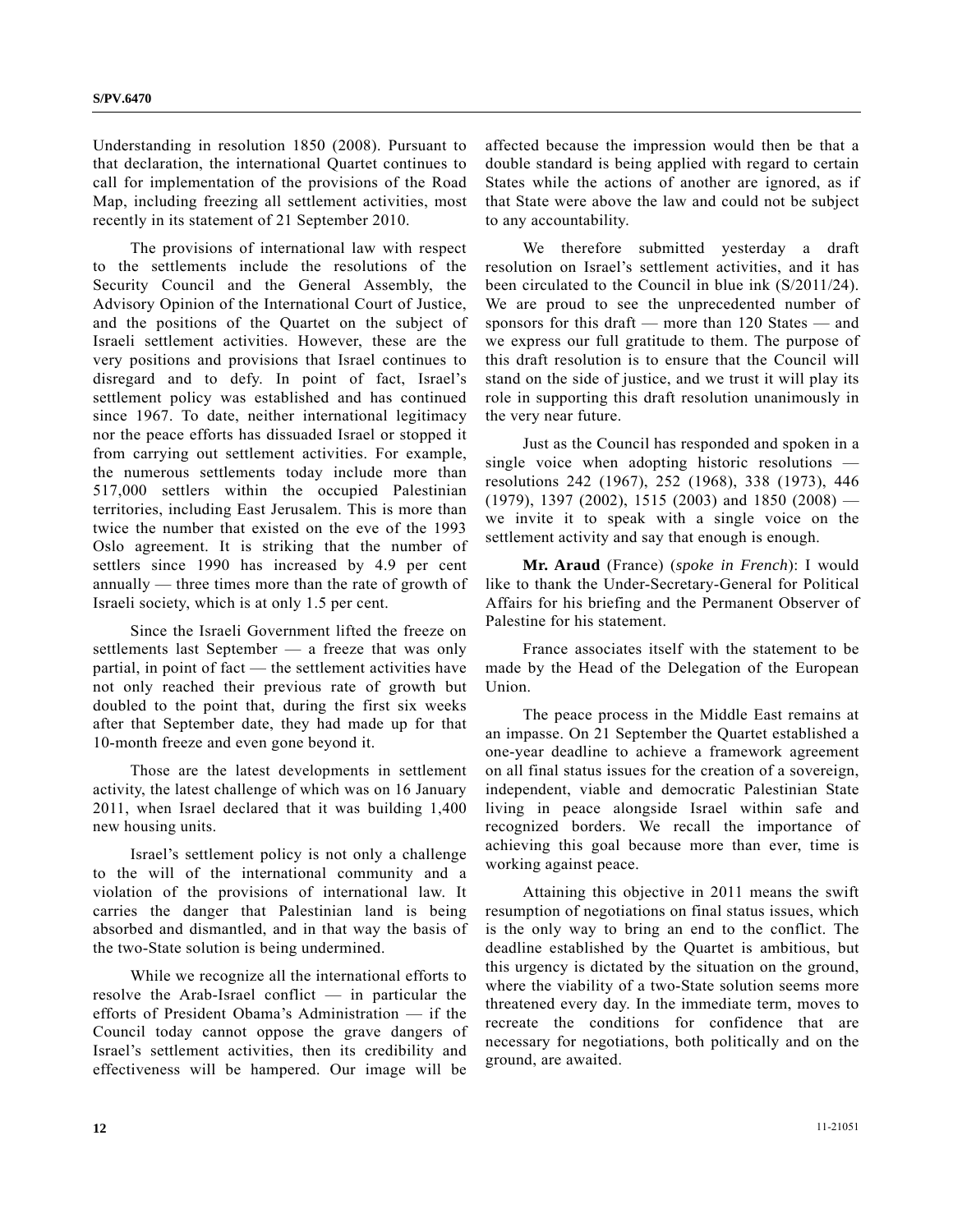Understanding in resolution 1850 (2008). Pursuant to that declaration, the international Quartet continues to call for implementation of the provisions of the Road Map, including freezing all settlement activities, most recently in its statement of 21 September 2010.

The provisions of international law with respect to the settlements include the resolutions of the Security Council and the General Assembly, the Advisory Opinion of the International Court of Justice, and the positions of the Quartet on the subject of Israeli settlement activities. However, these are the very positions and provisions that Israel continues to disregard and to defy. In point of fact, Israel's settlement policy was established and has continued since 1967. To date, neither international legitimacy nor the peace efforts has dissuaded Israel or stopped it from carrying out settlement activities. For example, the numerous settlements today include more than 517,000 settlers within the occupied Palestinian territories, including East Jerusalem. This is more than twice the number that existed on the eve of the 1993 Oslo agreement. It is striking that the number of settlers since 1990 has increased by 4.9 per cent annually — three times more than the rate of growth of Israeli society, which is at only 1.5 per cent.

Since the Israeli Government lifted the freeze on settlements last September — a freeze that was only partial, in point of fact — the settlement activities have not only reached their previous rate of growth but doubled to the point that, during the first six weeks after that September date, they had made up for that 10-month freeze and even gone beyond it.

Those are the latest developments in settlement activity, the latest challenge of which was on 16 January 2011, when Israel declared that it was building 1,400 new housing units.

Israel's settlement policy is not only a challenge to the will of the international community and a violation of the provisions of international law. It carries the danger that Palestinian land is being absorbed and dismantled, and in that way the basis of the two-State solution is being undermined.

While we recognize all the international efforts to resolve the Arab-Israel conflict — in particular the efforts of President Obama's Administration — if the Council today cannot oppose the grave dangers of Israel's settlement activities, then its credibility and effectiveness will be hampered. Our image will be affected because the impression would then be that a double standard is being applied with regard to certain States while the actions of another are ignored, as if that State were above the law and could not be subject to any accountability.

We therefore submitted yesterday a draft resolution on Israel's settlement activities, and it has been circulated to the Council in blue ink (S/2011/24). We are proud to see the unprecedented number of sponsors for this draft — more than 120 States — and we express our full gratitude to them. The purpose of this draft resolution is to ensure that the Council will stand on the side of justice, and we trust it will play its role in supporting this draft resolution unanimously in the very near future.

Just as the Council has responded and spoken in a single voice when adopting historic resolutions — resolutions 242 (1967), 252 (1968), 338 (1973), 446 (1979), 1397 (2002), 1515 (2003) and 1850 (2008) — we invite it to speak with a single voice on the settlement activity and say that enough is enough.

**Mr. Araud** (France) (*spoke in French*): I would like to thank the Under-Secretary-General for Political Affairs for his briefing and the Permanent Observer of Palestine for his statement.

France associates itself with the statement to be made by the Head of the Delegation of the European Union.

The peace process in the Middle East remains at an impasse. On 21 September the Quartet established a one-year deadline to achieve a framework agreement on all final status issues for the creation of a sovereign, independent, viable and democratic Palestinian State living in peace alongside Israel within safe and recognized borders. We recall the importance of achieving this goal because more than ever, time is working against peace.

Attaining this objective in 2011 means the swift resumption of negotiations on final status issues, which is the only way to bring an end to the conflict. The deadline established by the Quartet is ambitious, but this urgency is dictated by the situation on the ground, where the viability of a two-State solution seems more threatened every day. In the immediate term, moves to recreate the conditions for confidence that are necessary for negotiations, both politically and on the ground, are awaited.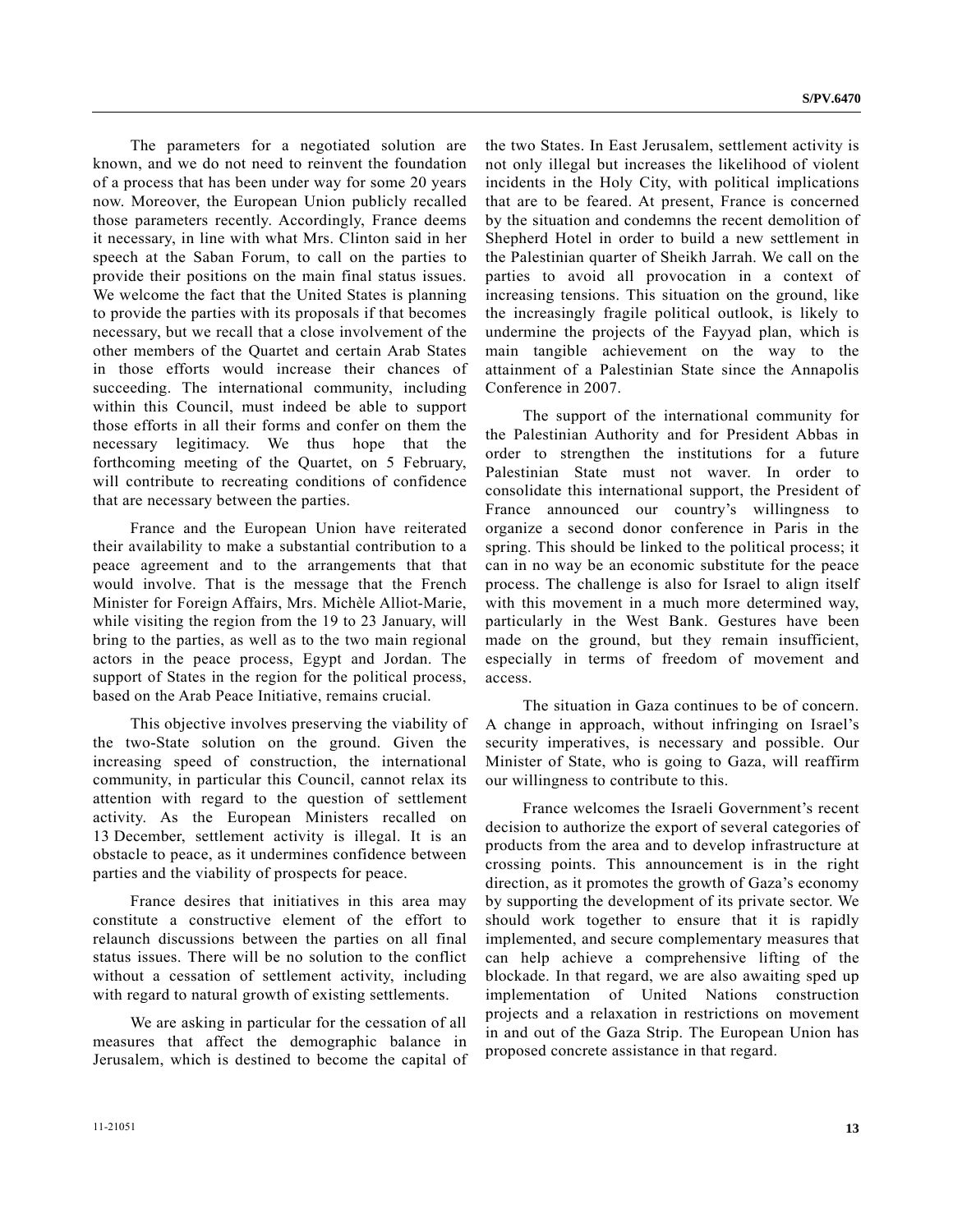The parameters for a negotiated solution are known, and we do not need to reinvent the foundation of a process that has been under way for some 20 years now. Moreover, the European Union publicly recalled those parameters recently. Accordingly, France deems it necessary, in line with what Mrs. Clinton said in her speech at the Saban Forum, to call on the parties to provide their positions on the main final status issues. We welcome the fact that the United States is planning to provide the parties with its proposals if that becomes necessary, but we recall that a close involvement of the other members of the Quartet and certain Arab States in those efforts would increase their chances of succeeding. The international community, including within this Council, must indeed be able to support those efforts in all their forms and confer on them the necessary legitimacy. We thus hope that the forthcoming meeting of the Quartet, on 5 February, will contribute to recreating conditions of confidence that are necessary between the parties.

France and the European Union have reiterated their availability to make a substantial contribution to a peace agreement and to the arrangements that that would involve. That is the message that the French Minister for Foreign Affairs, Mrs. Michèle Alliot-Marie, while visiting the region from the 19 to 23 January, will bring to the parties, as well as to the two main regional actors in the peace process, Egypt and Jordan. The support of States in the region for the political process, based on the Arab Peace Initiative, remains crucial.

This objective involves preserving the viability of the two-State solution on the ground. Given the increasing speed of construction, the international community, in particular this Council, cannot relax its attention with regard to the question of settlement activity. As the European Ministers recalled on 13 December, settlement activity is illegal. It is an obstacle to peace, as it undermines confidence between parties and the viability of prospects for peace.

France desires that initiatives in this area may constitute a constructive element of the effort to relaunch discussions between the parties on all final status issues. There will be no solution to the conflict without a cessation of settlement activity, including with regard to natural growth of existing settlements.

We are asking in particular for the cessation of all measures that affect the demographic balance in Jerusalem, which is destined to become the capital of the two States. In East Jerusalem, settlement activity is not only illegal but increases the likelihood of violent incidents in the Holy City, with political implications that are to be feared. At present, France is concerned by the situation and condemns the recent demolition of Shepherd Hotel in order to build a new settlement in the Palestinian quarter of Sheikh Jarrah. We call on the parties to avoid all provocation in a context of increasing tensions. This situation on the ground, like the increasingly fragile political outlook, is likely to undermine the projects of the Fayyad plan, which is main tangible achievement on the way to the attainment of a Palestinian State since the Annapolis Conference in 2007.

The support of the international community for the Palestinian Authority and for President Abbas in order to strengthen the institutions for a future Palestinian State must not waver. In order to consolidate this international support, the President of France announced our country's willingness to organize a second donor conference in Paris in the spring. This should be linked to the political process; it can in no way be an economic substitute for the peace process. The challenge is also for Israel to align itself with this movement in a much more determined way, particularly in the West Bank. Gestures have been made on the ground, but they remain insufficient, especially in terms of freedom of movement and access.

The situation in Gaza continues to be of concern. A change in approach, without infringing on Israel's security imperatives, is necessary and possible. Our Minister of State, who is going to Gaza, will reaffirm our willingness to contribute to this.

France welcomes the Israeli Government's recent decision to authorize the export of several categories of products from the area and to develop infrastructure at crossing points. This announcement is in the right direction, as it promotes the growth of Gaza's economy by supporting the development of its private sector. We should work together to ensure that it is rapidly implemented, and secure complementary measures that can help achieve a comprehensive lifting of the blockade. In that regard, we are also awaiting sped up implementation of United Nations construction projects and a relaxation in restrictions on movement in and out of the Gaza Strip. The European Union has proposed concrete assistance in that regard.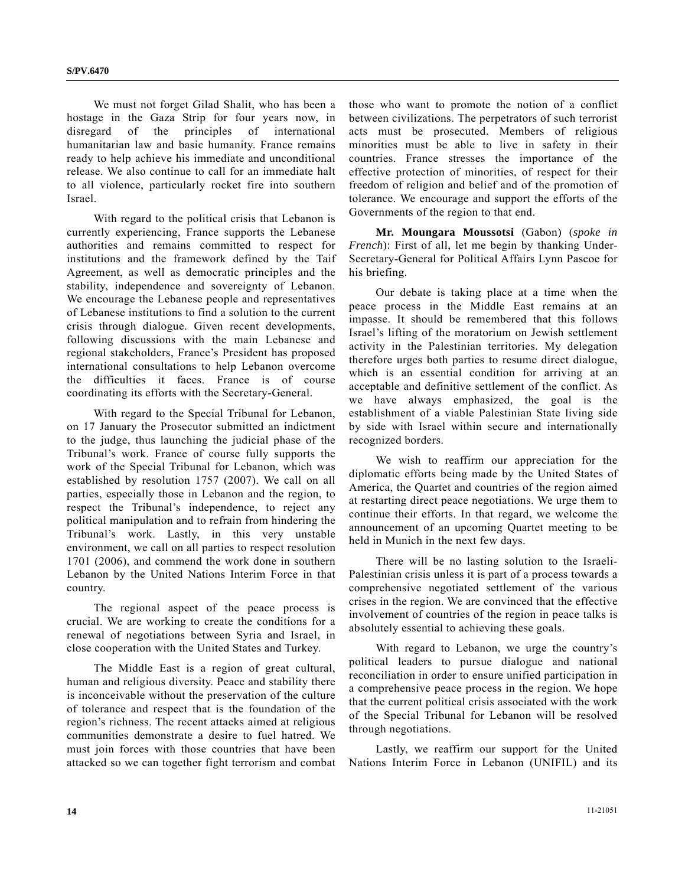We must not forget Gilad Shalit, who has been a hostage in the Gaza Strip for four years now, in disregard of the principles of international humanitarian law and basic humanity. France remains ready to help achieve his immediate and unconditional release. We also continue to call for an immediate halt to all violence, particularly rocket fire into southern Israel.

With regard to the political crisis that Lebanon is currently experiencing, France supports the Lebanese authorities and remains committed to respect for institutions and the framework defined by the Taif Agreement, as well as democratic principles and the stability, independence and sovereignty of Lebanon. We encourage the Lebanese people and representatives of Lebanese institutions to find a solution to the current crisis through dialogue. Given recent developments, following discussions with the main Lebanese and regional stakeholders, France's President has proposed international consultations to help Lebanon overcome the difficulties it faces. France is of course coordinating its efforts with the Secretary-General.

With regard to the Special Tribunal for Lebanon, on 17 January the Prosecutor submitted an indictment to the judge, thus launching the judicial phase of the Tribunal's work. France of course fully supports the work of the Special Tribunal for Lebanon, which was established by resolution 1757 (2007). We call on all parties, especially those in Lebanon and the region, to respect the Tribunal's independence, to reject any political manipulation and to refrain from hindering the Tribunal's work. Lastly, in this very unstable environment, we call on all parties to respect resolution 1701 (2006), and commend the work done in southern Lebanon by the United Nations Interim Force in that country.

The regional aspect of the peace process is crucial. We are working to create the conditions for a renewal of negotiations between Syria and Israel, in close cooperation with the United States and Turkey.

The Middle East is a region of great cultural, human and religious diversity. Peace and stability there is inconceivable without the preservation of the culture of tolerance and respect that is the foundation of the region's richness. The recent attacks aimed at religious communities demonstrate a desire to fuel hatred. We must join forces with those countries that have been attacked so we can together fight terrorism and combat those who want to promote the notion of a conflict between civilizations. The perpetrators of such terrorist acts must be prosecuted. Members of religious minorities must be able to live in safety in their countries. France stresses the importance of the effective protection of minorities, of respect for their freedom of religion and belief and of the promotion of tolerance. We encourage and support the efforts of the Governments of the region to that end.

**Mr. Moungara Moussotsi** (Gabon) (*spoke in French*): First of all, let me begin by thanking Under-Secretary-General for Political Affairs Lynn Pascoe for his briefing.

Our debate is taking place at a time when the peace process in the Middle East remains at an impasse. It should be remembered that this follows Israel's lifting of the moratorium on Jewish settlement activity in the Palestinian territories. My delegation therefore urges both parties to resume direct dialogue, which is an essential condition for arriving at an acceptable and definitive settlement of the conflict. As we have always emphasized, the goal is the establishment of a viable Palestinian State living side by side with Israel within secure and internationally recognized borders.

We wish to reaffirm our appreciation for the diplomatic efforts being made by the United States of America, the Quartet and countries of the region aimed at restarting direct peace negotiations. We urge them to continue their efforts. In that regard, we welcome the announcement of an upcoming Quartet meeting to be held in Munich in the next few days.

There will be no lasting solution to the Israeli-Palestinian crisis unless it is part of a process towards a comprehensive negotiated settlement of the various crises in the region. We are convinced that the effective involvement of countries of the region in peace talks is absolutely essential to achieving these goals.

With regard to Lebanon, we urge the country's political leaders to pursue dialogue and national reconciliation in order to ensure unified participation in a comprehensive peace process in the region. We hope that the current political crisis associated with the work of the Special Tribunal for Lebanon will be resolved through negotiations.

Lastly, we reaffirm our support for the United Nations Interim Force in Lebanon (UNIFIL) and its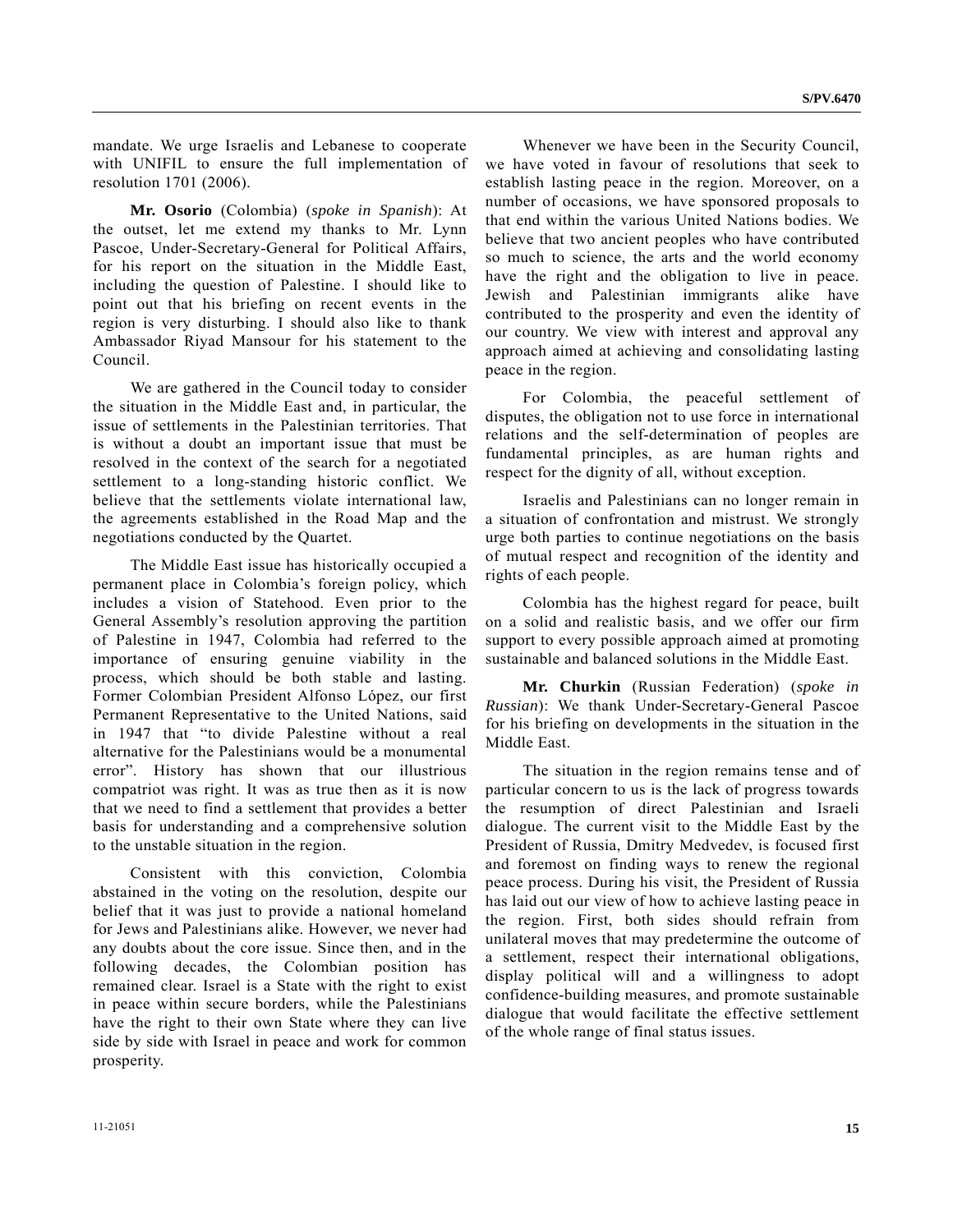mandate. We urge Israelis and Lebanese to cooperate with UNIFIL to ensure the full implementation of resolution 1701 (2006).

**Mr. Osorio** (Colombia) (*spoke in Spanish*): At the outset, let me extend my thanks to Mr. Lynn Pascoe, Under-Secretary-General for Political Affairs, for his report on the situation in the Middle East, including the question of Palestine. I should like to point out that his briefing on recent events in the region is very disturbing. I should also like to thank Ambassador Riyad Mansour for his statement to the Council.

We are gathered in the Council today to consider the situation in the Middle East and, in particular, the issue of settlements in the Palestinian territories. That is without a doubt an important issue that must be resolved in the context of the search for a negotiated settlement to a long-standing historic conflict. We believe that the settlements violate international law, the agreements established in the Road Map and the negotiations conducted by the Quartet.

The Middle East issue has historically occupied a permanent place in Colombia's foreign policy, which includes a vision of Statehood. Even prior to the General Assembly's resolution approving the partition of Palestine in 1947, Colombia had referred to the importance of ensuring genuine viability in the process, which should be both stable and lasting. Former Colombian President Alfonso López, our first Permanent Representative to the United Nations, said in 1947 that "to divide Palestine without a real alternative for the Palestinians would be a monumental error". History has shown that our illustrious compatriot was right. It was as true then as it is now that we need to find a settlement that provides a better basis for understanding and a comprehensive solution to the unstable situation in the region.

Consistent with this conviction, Colombia abstained in the voting on the resolution, despite our belief that it was just to provide a national homeland for Jews and Palestinians alike. However, we never had any doubts about the core issue. Since then, and in the following decades, the Colombian position has remained clear. Israel is a State with the right to exist in peace within secure borders, while the Palestinians have the right to their own State where they can live side by side with Israel in peace and work for common prosperity.

Whenever we have been in the Security Council, we have voted in favour of resolutions that seek to establish lasting peace in the region. Moreover, on a number of occasions, we have sponsored proposals to that end within the various United Nations bodies. We believe that two ancient peoples who have contributed so much to science, the arts and the world economy have the right and the obligation to live in peace. Jewish and Palestinian immigrants alike have contributed to the prosperity and even the identity of our country. We view with interest and approval any approach aimed at achieving and consolidating lasting peace in the region.

For Colombia, the peaceful settlement of disputes, the obligation not to use force in international relations and the self-determination of peoples are fundamental principles, as are human rights and respect for the dignity of all, without exception.

Israelis and Palestinians can no longer remain in a situation of confrontation and mistrust. We strongly urge both parties to continue negotiations on the basis of mutual respect and recognition of the identity and rights of each people.

Colombia has the highest regard for peace, built on a solid and realistic basis, and we offer our firm support to every possible approach aimed at promoting sustainable and balanced solutions in the Middle East.

**Mr. Churkin** (Russian Federation) (*spoke in Russian*): We thank Under-Secretary-General Pascoe for his briefing on developments in the situation in the Middle East.

The situation in the region remains tense and of particular concern to us is the lack of progress towards the resumption of direct Palestinian and Israeli dialogue. The current visit to the Middle East by the President of Russia, Dmitry Medvedev, is focused first and foremost on finding ways to renew the regional peace process. During his visit, the President of Russia has laid out our view of how to achieve lasting peace in the region. First, both sides should refrain from unilateral moves that may predetermine the outcome of a settlement, respect their international obligations, display political will and a willingness to adopt confidence-building measures, and promote sustainable dialogue that would facilitate the effective settlement of the whole range of final status issues.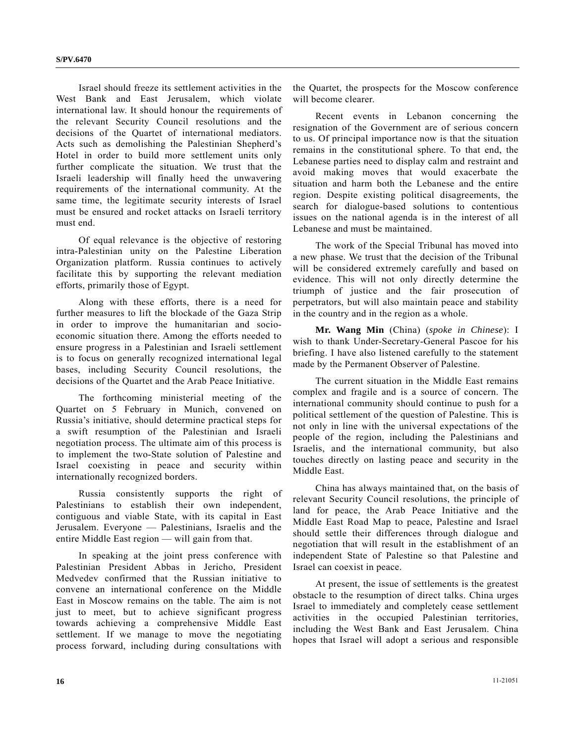Israel should freeze its settlement activities in the West Bank and East Jerusalem, which violate international law. It should honour the requirements of the relevant Security Council resolutions and the decisions of the Quartet of international mediators. Acts such as demolishing the Palestinian Shepherd's Hotel in order to build more settlement units only further complicate the situation. We trust that the Israeli leadership will finally heed the unwavering requirements of the international community. At the same time, the legitimate security interests of Israel must be ensured and rocket attacks on Israeli territory must end.

Of equal relevance is the objective of restoring intra-Palestinian unity on the Palestine Liberation Organization platform. Russia continues to actively facilitate this by supporting the relevant mediation efforts, primarily those of Egypt.

Along with these efforts, there is a need for further measures to lift the blockade of the Gaza Strip in order to improve the humanitarian and socio-economic situation there. Among the efforts needed to ensure progress in a Palestinian and Israeli settlement is to focus on generally recognized international legal bases, including Security Council resolutions, the decisions of the Quartet and the Arab Peace Initiative.

The forthcoming ministerial meeting of the Quartet on 5 February in Munich, convened on Russia's initiative, should determine practical steps for a swift resumption of the Palestinian and Israeli negotiation process. The ultimate aim of this process is to implement the two-State solution of Palestine and Israel coexisting in peace and security within internationally recognized borders.

Russia consistently supports the right of Palestinians to establish their own independent, contiguous and viable State, with its capital in East Jerusalem. Everyone — Palestinians, Israelis and the entire Middle East region — will gain from that.

In speaking at the joint press conference with Palestinian President Abbas in Jericho, President Medvedev confirmed that the Russian initiative to convene an international conference on the Middle East in Moscow remains on the table. The aim is not just to meet, but to achieve significant progress towards achieving a comprehensive Middle East settlement. If we manage to move the negotiating process forward, including during consultations with the Quartet, the prospects for the Moscow conference will become clearer.

Recent events in Lebanon concerning the resignation of the Government are of serious concern to us. Of principal importance now is that the situation remains in the constitutional sphere. To that end, the Lebanese parties need to display calm and restraint and avoid making moves that would exacerbate the situation and harm both the Lebanese and the entire region. Despite existing political disagreements, the search for dialogue-based solutions to contentious issues on the national agenda is in the interest of all Lebanese and must be maintained.

The work of the Special Tribunal has moved into a new phase. We trust that the decision of the Tribunal will be considered extremely carefully and based on evidence. This will not only directly determine the triumph of justice and the fair prosecution of perpetrators, but will also maintain peace and stability in the country and in the region as a whole.

**Mr. Wang Min** (China) (*spoke in Chinese*): I wish to thank Under-Secretary-General Pascoe for his briefing. I have also listened carefully to the statement made by the Permanent Observer of Palestine.

The current situation in the Middle East remains complex and fragile and is a source of concern. The international community should continue to push for a political settlement of the question of Palestine. This is not only in line with the universal expectations of the people of the region, including the Palestinians and Israelis, and the international community, but also touches directly on lasting peace and security in the Middle East.

China has always maintained that, on the basis of relevant Security Council resolutions, the principle of land for peace, the Arab Peace Initiative and the Middle East Road Map to peace, Palestine and Israel should settle their differences through dialogue and negotiation that will result in the establishment of an independent State of Palestine so that Palestine and Israel can coexist in peace.

At present, the issue of settlements is the greatest obstacle to the resumption of direct talks. China urges Israel to immediately and completely cease settlement activities in the occupied Palestinian territories, including the West Bank and East Jerusalem. China hopes that Israel will adopt a serious and responsible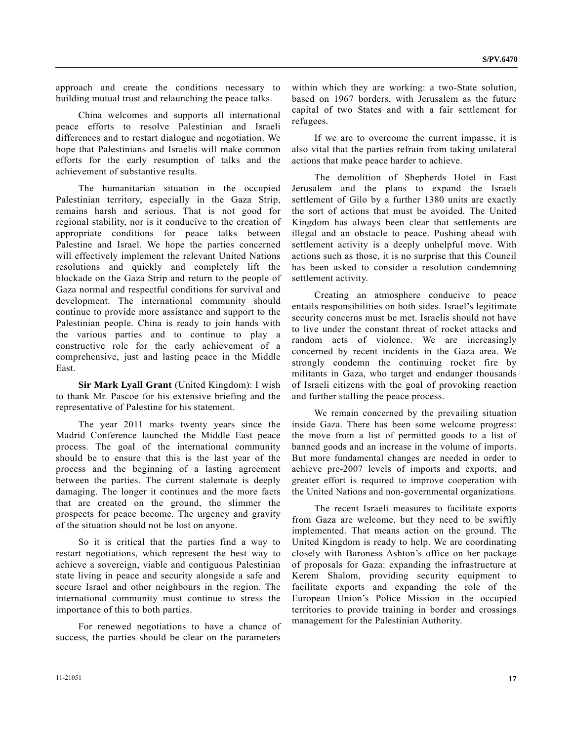approach and create the conditions necessary to building mutual trust and relaunching the peace talks.

China welcomes and supports all international peace efforts to resolve Palestinian and Israeli differences and to restart dialogue and negotiation. We hope that Palestinians and Israelis will make common efforts for the early resumption of talks and the achievement of substantive results.

The humanitarian situation in the occupied Palestinian territory, especially in the Gaza Strip, remains harsh and serious. That is not good for regional stability, nor is it conducive to the creation of appropriate conditions for peace talks between Palestine and Israel. We hope the parties concerned will effectively implement the relevant United Nations resolutions and quickly and completely lift the blockade on the Gaza Strip and return to the people of Gaza normal and respectful conditions for survival and development. The international community should continue to provide more assistance and support to the Palestinian people. China is ready to join hands with the various parties and to continue to play a constructive role for the early achievement of a comprehensive, just and lasting peace in the Middle East.

**Sir Mark Lyall Grant** (United Kingdom): I wish to thank Mr. Pascoe for his extensive briefing and the representative of Palestine for his statement.

The year 2011 marks twenty years since the Madrid Conference launched the Middle East peace process. The goal of the international community should be to ensure that this is the last year of the process and the beginning of a lasting agreement between the parties. The current stalemate is deeply damaging. The longer it continues and the more facts that are created on the ground, the slimmer the prospects for peace become. The urgency and gravity of the situation should not be lost on anyone.

So it is critical that the parties find a way to restart negotiations, which represent the best way to achieve a sovereign, viable and contiguous Palestinian state living in peace and security alongside a safe and secure Israel and other neighbours in the region. The international community must continue to stress the importance of this to both parties.

For renewed negotiations to have a chance of success, the parties should be clear on the parameters within which they are working: a two-State solution, based on 1967 borders, with Jerusalem as the future capital of two States and with a fair settlement for refugees.

If we are to overcome the current impasse, it is also vital that the parties refrain from taking unilateral actions that make peace harder to achieve.

The demolition of Shepherds Hotel in East Jerusalem and the plans to expand the Israeli settlement of Gilo by a further 1380 units are exactly the sort of actions that must be avoided. The United Kingdom has always been clear that settlements are illegal and an obstacle to peace. Pushing ahead with settlement activity is a deeply unhelpful move. With actions such as those, it is no surprise that this Council has been asked to consider a resolution condemning settlement activity.

Creating an atmosphere conducive to peace entails responsibilities on both sides. Israel's legitimate security concerns must be met. Israelis should not have to live under the constant threat of rocket attacks and random acts of violence. We are increasingly concerned by recent incidents in the Gaza area. We strongly condemn the continuing rocket fire by militants in Gaza, who target and endanger thousands of Israeli citizens with the goal of provoking reaction and further stalling the peace process.

We remain concerned by the prevailing situation inside Gaza. There has been some welcome progress: the move from a list of permitted goods to a list of banned goods and an increase in the volume of imports. But more fundamental changes are needed in order to achieve pre-2007 levels of imports and exports, and greater effort is required to improve cooperation with the United Nations and non-governmental organizations.

The recent Israeli measures to facilitate exports from Gaza are welcome, but they need to be swiftly implemented. That means action on the ground. The United Kingdom is ready to help. We are coordinating closely with Baroness Ashton's office on her package of proposals for Gaza: expanding the infrastructure at Kerem Shalom, providing security equipment to facilitate exports and expanding the role of the European Union's Police Mission in the occupied territories to provide training in border and crossings management for the Palestinian Authority.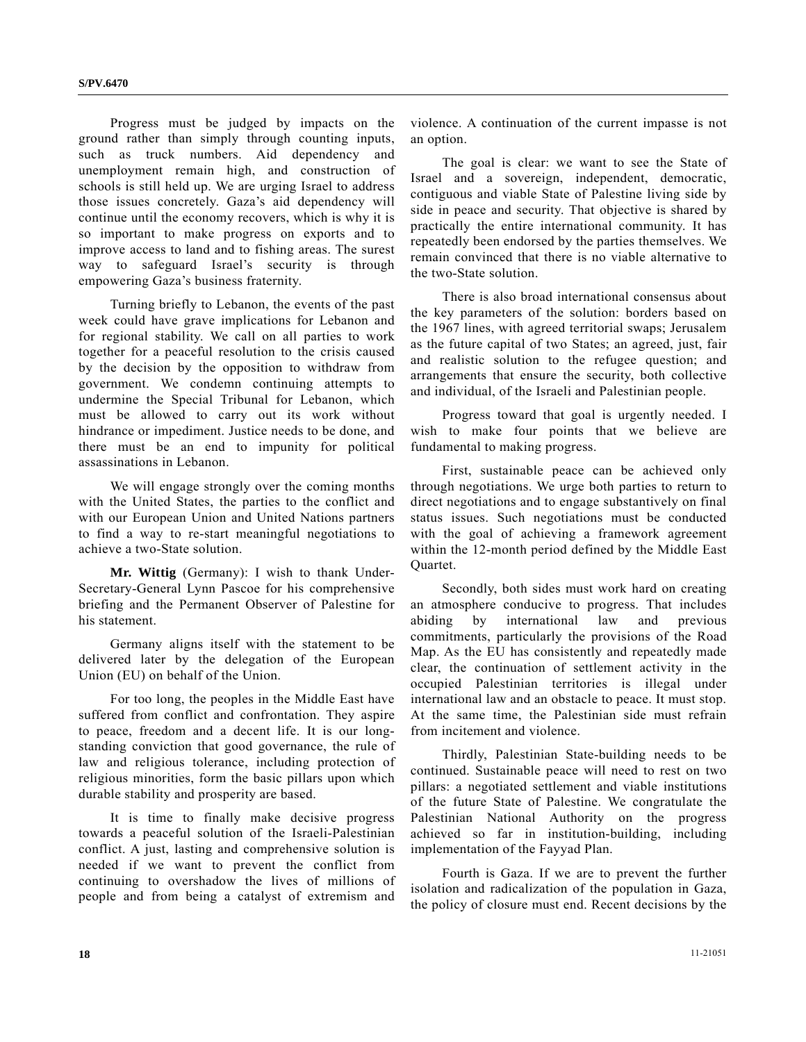Progress must be judged by impacts on the ground rather than simply through counting inputs, such as truck numbers. Aid dependency and unemployment remain high, and construction of schools is still held up. We are urging Israel to address those issues concretely. Gaza's aid dependency will continue until the economy recovers, which is why it is so important to make progress on exports and to improve access to land and to fishing areas. The surest way to safeguard Israel's security is through empowering Gaza's business fraternity.

Turning briefly to Lebanon, the events of the past week could have grave implications for Lebanon and for regional stability. We call on all parties to work together for a peaceful resolution to the crisis caused by the decision by the opposition to withdraw from government. We condemn continuing attempts to undermine the Special Tribunal for Lebanon, which must be allowed to carry out its work without hindrance or impediment. Justice needs to be done, and there must be an end to impunity for political assassinations in Lebanon.

We will engage strongly over the coming months with the United States, the parties to the conflict and with our European Union and United Nations partners to find a way to re-start meaningful negotiations to achieve a two-State solution.

**Mr. Wittig** (Germany): I wish to thank Under-Secretary-General Lynn Pascoe for his comprehensive briefing and the Permanent Observer of Palestine for his statement.

Germany aligns itself with the statement to be delivered later by the delegation of the European Union (EU) on behalf of the Union.

For too long, the peoples in the Middle East have suffered from conflict and confrontation. They aspire to peace, freedom and a decent life. It is our long-standing conviction that good governance, the rule of law and religious tolerance, including protection of religious minorities, form the basic pillars upon which durable stability and prosperity are based.

It is time to finally make decisive progress towards a peaceful solution of the Israeli-Palestinian conflict. A just, lasting and comprehensive solution is needed if we want to prevent the conflict from continuing to overshadow the lives of millions of people and from being a catalyst of extremism and violence. A continuation of the current impasse is not an option.

The goal is clear: we want to see the State of Israel and a sovereign, independent, democratic, contiguous and viable State of Palestine living side by side in peace and security. That objective is shared by practically the entire international community. It has repeatedly been endorsed by the parties themselves. We remain convinced that there is no viable alternative to the two-State solution.

There is also broad international consensus about the key parameters of the solution: borders based on the 1967 lines, with agreed territorial swaps; Jerusalem as the future capital of two States; an agreed, just, fair and realistic solution to the refugee question; and arrangements that ensure the security, both collective and individual, of the Israeli and Palestinian people.

Progress toward that goal is urgently needed. I wish to make four points that we believe are fundamental to making progress.

First, sustainable peace can be achieved only through negotiations. We urge both parties to return to direct negotiations and to engage substantively on final status issues. Such negotiations must be conducted with the goal of achieving a framework agreement within the 12-month period defined by the Middle East Quartet.

Secondly, both sides must work hard on creating an atmosphere conducive to progress. That includes abiding by international law and previous commitments, particularly the provisions of the Road Map. As the EU has consistently and repeatedly made clear, the continuation of settlement activity in the occupied Palestinian territories is illegal under international law and an obstacle to peace. It must stop. At the same time, the Palestinian side must refrain from incitement and violence.

Thirdly, Palestinian State-building needs to be continued. Sustainable peace will need to rest on two pillars: a negotiated settlement and viable institutions of the future State of Palestine. We congratulate the Palestinian National Authority on the progress achieved so far in institution-building, including implementation of the Fayyad Plan.

Fourth is Gaza. If we are to prevent the further isolation and radicalization of the population in Gaza, the policy of closure must end. Recent decisions by the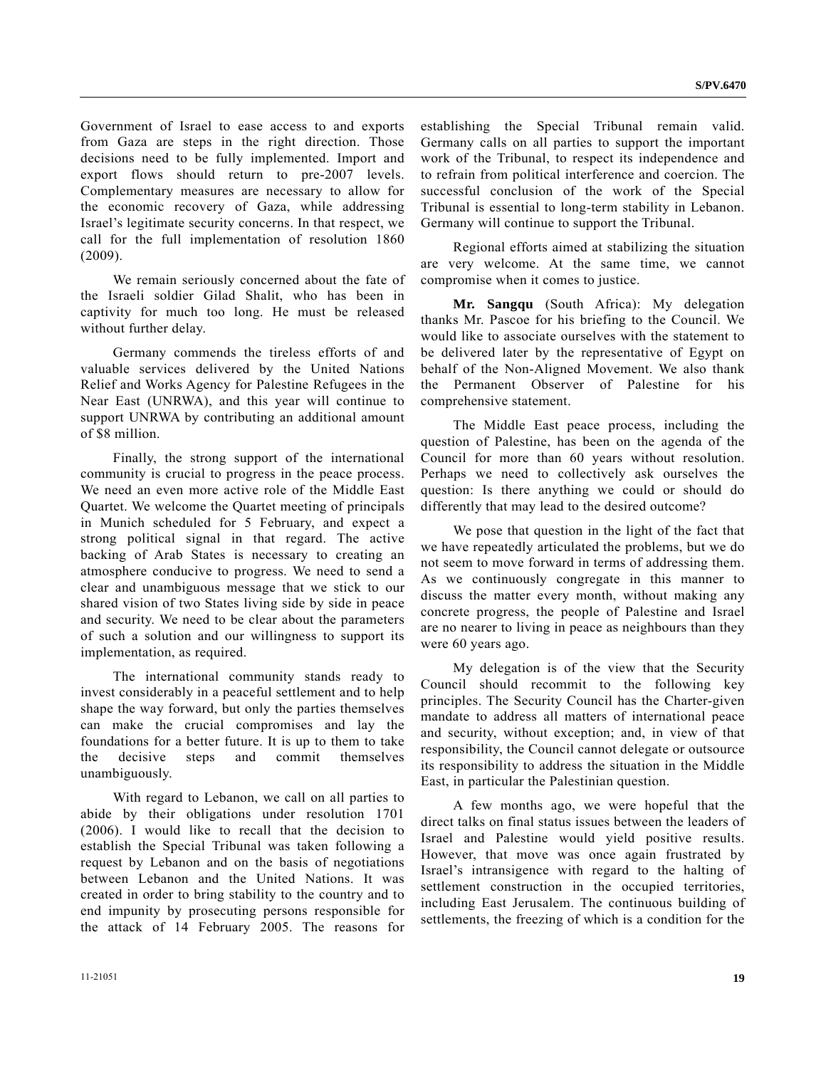Government of Israel to ease access to and exports from Gaza are steps in the right direction. Those decisions need to be fully implemented. Import and export flows should return to pre-2007 levels. Complementary measures are necessary to allow for the economic recovery of Gaza, while addressing Israel's legitimate security concerns. In that respect, we call for the full implementation of resolution 1860 (2009).

We remain seriously concerned about the fate of the Israeli soldier Gilad Shalit, who has been in captivity for much too long. He must be released without further delay.

Germany commends the tireless efforts of and valuable services delivered by the United Nations Relief and Works Agency for Palestine Refugees in the Near East (UNRWA), and this year will continue to support UNRWA by contributing an additional amount of $8 million.

Finally, the strong support of the international community is crucial to progress in the peace process. We need an even more active role of the Middle East Quartet. We welcome the Quartet meeting of principals in Munich scheduled for 5 February, and expect a strong political signal in that regard. The active backing of Arab States is necessary to creating an atmosphere conducive to progress. We need to send a clear and unambiguous message that we stick to our shared vision of two States living side by side in peace and security. We need to be clear about the parameters of such a solution and our willingness to support its implementation, as required.

The international community stands ready to invest considerably in a peaceful settlement and to help shape the way forward, but only the parties themselves can make the crucial compromises and lay the foundations for a better future. It is up to them to take the decisive steps and commit themselves unambiguously.

With regard to Lebanon, we call on all parties to abide by their obligations under resolution 1701 (2006). I would like to recall that the decision to establish the Special Tribunal was taken following a request by Lebanon and on the basis of negotiations between Lebanon and the United Nations. It was created in order to bring stability to the country and to end impunity by prosecuting persons responsible for the attack of 14 February 2005. The reasons for establishing the Special Tribunal remain valid. Germany calls on all parties to support the important work of the Tribunal, to respect its independence and to refrain from political interference and coercion. The successful conclusion of the work of the Special Tribunal is essential to long-term stability in Lebanon. Germany will continue to support the Tribunal.

Regional efforts aimed at stabilizing the situation are very welcome. At the same time, we cannot compromise when it comes to justice.

**Mr. Sangqu** (South Africa): My delegation thanks Mr. Pascoe for his briefing to the Council. We would like to associate ourselves with the statement to be delivered later by the representative of Egypt on behalf of the Non-Aligned Movement. We also thank the Permanent Observer of Palestine for his comprehensive statement.

The Middle East peace process, including the question of Palestine, has been on the agenda of the Council for more than 60 years without resolution. Perhaps we need to collectively ask ourselves the question: Is there anything we could or should do differently that may lead to the desired outcome?

We pose that question in the light of the fact that we have repeatedly articulated the problems, but we do not seem to move forward in terms of addressing them. As we continuously congregate in this manner to discuss the matter every month, without making any concrete progress, the people of Palestine and Israel are no nearer to living in peace as neighbours than they were 60 years ago.

My delegation is of the view that the Security Council should recommit to the following key principles. The Security Council has the Charter-given mandate to address all matters of international peace and security, without exception; and, in view of that responsibility, the Council cannot delegate or outsource its responsibility to address the situation in the Middle East, in particular the Palestinian question.

A few months ago, we were hopeful that the direct talks on final status issues between the leaders of Israel and Palestine would yield positive results. However, that move was once again frustrated by Israel's intransigence with regard to the halting of settlement construction in the occupied territories, including East Jerusalem. The continuous building of settlements, the freezing of which is a condition for the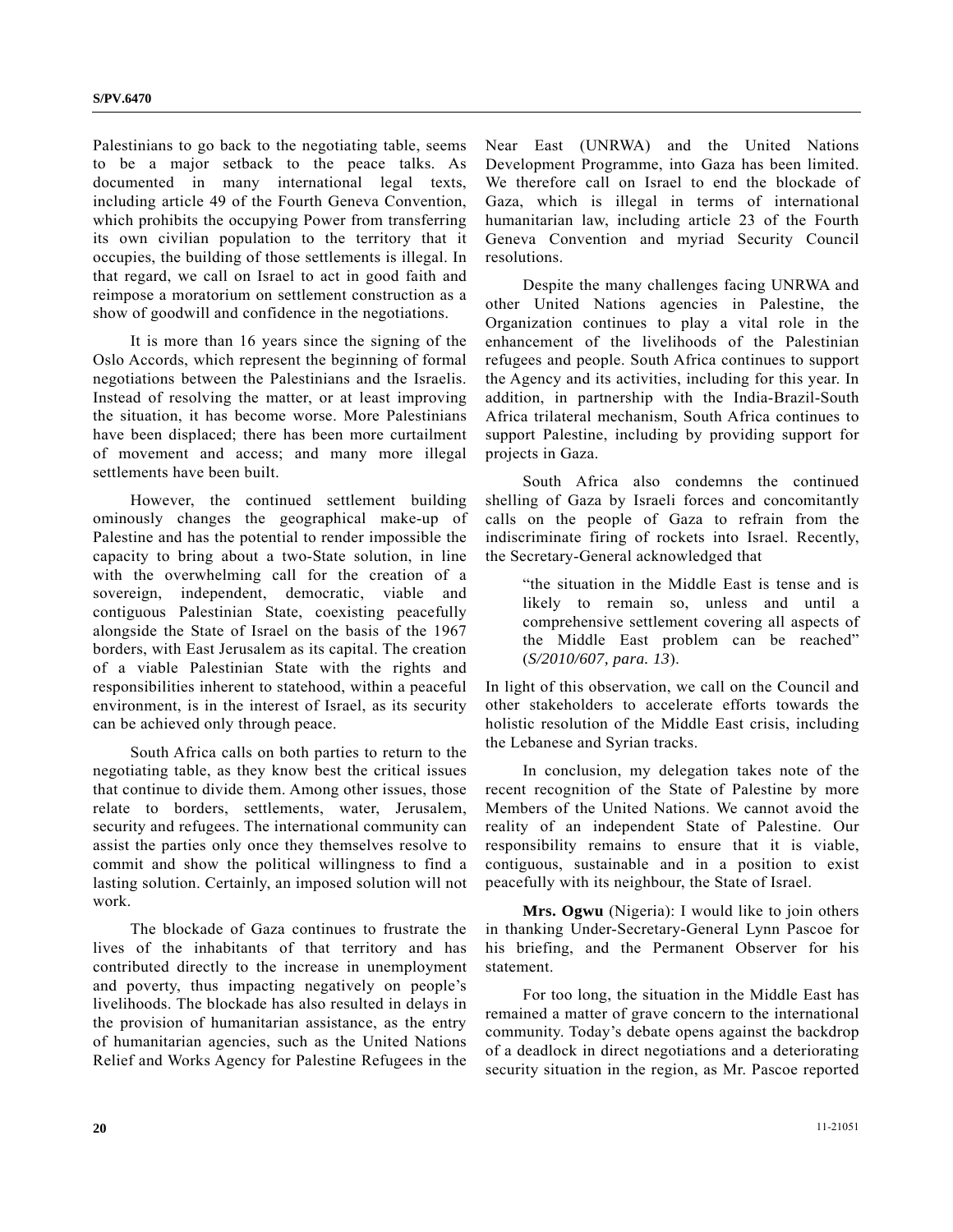Palestinians to go back to the negotiating table, seems to be a major setback to the peace talks. As documented in many international legal texts, including article 49 of the Fourth Geneva Convention, which prohibits the occupying Power from transferring its own civilian population to the territory that it occupies, the building of those settlements is illegal. In that regard, we call on Israel to act in good faith and reimpose a moratorium on settlement construction as a show of goodwill and confidence in the negotiations.

It is more than 16 years since the signing of the Oslo Accords, which represent the beginning of formal negotiations between the Palestinians and the Israelis. Instead of resolving the matter, or at least improving the situation, it has become worse. More Palestinians have been displaced; there has been more curtailment of movement and access; and many more illegal settlements have been built.

However, the continued settlement building ominously changes the geographical make-up of Palestine and has the potential to render impossible the capacity to bring about a two-State solution, in line with the overwhelming call for the creation of a sovereign, independent, democratic, viable and contiguous Palestinian State, coexisting peacefully alongside the State of Israel on the basis of the 1967 borders, with East Jerusalem as its capital. The creation of a viable Palestinian State with the rights and responsibilities inherent to statehood, within a peaceful environment, is in the interest of Israel, as its security can be achieved only through peace.

South Africa calls on both parties to return to the negotiating table, as they know best the critical issues that continue to divide them. Among other issues, those relate to borders, settlements, water, Jerusalem, security and refugees. The international community can assist the parties only once they themselves resolve to commit and show the political willingness to find a lasting solution. Certainly, an imposed solution will not work.

The blockade of Gaza continues to frustrate the lives of the inhabitants of that territory and has contributed directly to the increase in unemployment and poverty, thus impacting negatively on people's livelihoods. The blockade has also resulted in delays in the provision of humanitarian assistance, as the entry of humanitarian agencies, such as the United Nations Relief and Works Agency for Palestine Refugees in the Near East (UNRWA) and the United Nations Development Programme, into Gaza has been limited. We therefore call on Israel to end the blockade of Gaza, which is illegal in terms of international humanitarian law, including article 23 of the Fourth Geneva Convention and myriad Security Council resolutions.

Despite the many challenges facing UNRWA and other United Nations agencies in Palestine, the Organization continues to play a vital role in the enhancement of the livelihoods of the Palestinian refugees and people. South Africa continues to support the Agency and its activities, including for this year. In addition, in partnership with the India-Brazil-South Africa trilateral mechanism, South Africa continues to support Palestine, including by providing support for projects in Gaza.

South Africa also condemns the continued shelling of Gaza by Israeli forces and concomitantly calls on the people of Gaza to refrain from the indiscriminate firing of rockets into Israel. Recently, the Secretary-General acknowledged that

> "the situation in the Middle East is tense and is likely to remain so, unless and until a comprehensive settlement covering all aspects of the Middle East problem can be reached" (*S/2010/607, para. 13*).

In light of this observation, we call on the Council and other stakeholders to accelerate efforts towards the holistic resolution of the Middle East crisis, including the Lebanese and Syrian tracks.

In conclusion, my delegation takes note of the recent recognition of the State of Palestine by more Members of the United Nations. We cannot avoid the reality of an independent State of Palestine. Our responsibility remains to ensure that it is viable, contiguous, sustainable and in a position to exist peacefully with its neighbour, the State of Israel.

**Mrs. Ogwu** (Nigeria): I would like to join others in thanking Under-Secretary-General Lynn Pascoe for his briefing, and the Permanent Observer for his statement.

For too long, the situation in the Middle East has remained a matter of grave concern to the international community. Today's debate opens against the backdrop of a deadlock in direct negotiations and a deteriorating security situation in the region, as Mr. Pascoe reported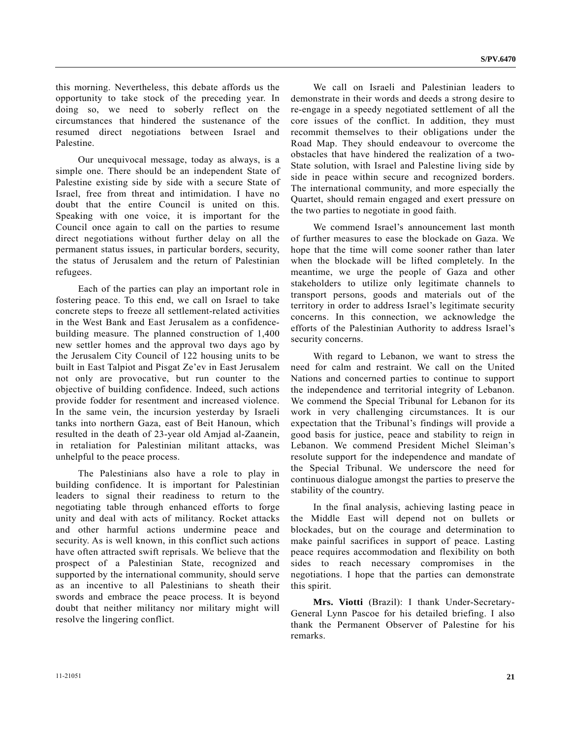this morning. Nevertheless, this debate affords us the opportunity to take stock of the preceding year. In doing so, we need to soberly reflect on the circumstances that hindered the sustenance of the resumed direct negotiations between Israel and Palestine.

Our unequivocal message, today as always, is a simple one. There should be an independent State of Palestine existing side by side with a secure State of Israel, free from threat and intimidation. I have no doubt that the entire Council is united on this. Speaking with one voice, it is important for the Council once again to call on the parties to resume direct negotiations without further delay on all the permanent status issues, in particular borders, security, the status of Jerusalem and the return of Palestinian refugees.

Each of the parties can play an important role in fostering peace. To this end, we call on Israel to take concrete steps to freeze all settlement-related activities in the West Bank and East Jerusalem as a confidence-building measure. The planned construction of 1,400 new settler homes and the approval two days ago by the Jerusalem City Council of 122 housing units to be built in East Talpiot and Pisgat Ze'ev in East Jerusalem not only are provocative, but run counter to the objective of building confidence. Indeed, such actions provide fodder for resentment and increased violence. In the same vein, the incursion yesterday by Israeli tanks into northern Gaza, east of Beit Hanoun, which resulted in the death of 23-year old Amjad al-Zaanein, in retaliation for Palestinian militant attacks, was unhelpful to the peace process.

The Palestinians also have a role to play in building confidence. It is important for Palestinian leaders to signal their readiness to return to the negotiating table through enhanced efforts to forge unity and deal with acts of militancy. Rocket attacks and other harmful actions undermine peace and security. As is well known, in this conflict such actions have often attracted swift reprisals. We believe that the prospect of a Palestinian State, recognized and supported by the international community, should serve as an incentive to all Palestinians to sheath their swords and embrace the peace process. It is beyond doubt that neither militancy nor military might will resolve the lingering conflict.

We call on Israeli and Palestinian leaders to demonstrate in their words and deeds a strong desire to re-engage in a speedy negotiated settlement of all the core issues of the conflict. In addition, they must recommit themselves to their obligations under the Road Map. They should endeavour to overcome the obstacles that have hindered the realization of a two-State solution, with Israel and Palestine living side by side in peace within secure and recognized borders. The international community, and more especially the Quartet, should remain engaged and exert pressure on the two parties to negotiate in good faith.

We commend Israel's announcement last month of further measures to ease the blockade on Gaza. We hope that the time will come sooner rather than later when the blockade will be lifted completely. In the meantime, we urge the people of Gaza and other stakeholders to utilize only legitimate channels to transport persons, goods and materials out of the territory in order to address Israel's legitimate security concerns. In this connection, we acknowledge the efforts of the Palestinian Authority to address Israel's security concerns.

With regard to Lebanon, we want to stress the need for calm and restraint. We call on the United Nations and concerned parties to continue to support the independence and territorial integrity of Lebanon. We commend the Special Tribunal for Lebanon for its work in very challenging circumstances. It is our expectation that the Tribunal's findings will provide a good basis for justice, peace and stability to reign in Lebanon. We commend President Michel Sleiman's resolute support for the independence and mandate of the Special Tribunal. We underscore the need for continuous dialogue amongst the parties to preserve the stability of the country.

In the final analysis, achieving lasting peace in the Middle East will depend not on bullets or blockades, but on the courage and determination to make painful sacrifices in support of peace. Lasting peace requires accommodation and flexibility on both sides to reach necessary compromises in the negotiations. I hope that the parties can demonstrate this spirit.

**Mrs. Viotti** (Brazil): I thank Under-Secretary-General Lynn Pascoe for his detailed briefing. I also thank the Permanent Observer of Palestine for his remarks.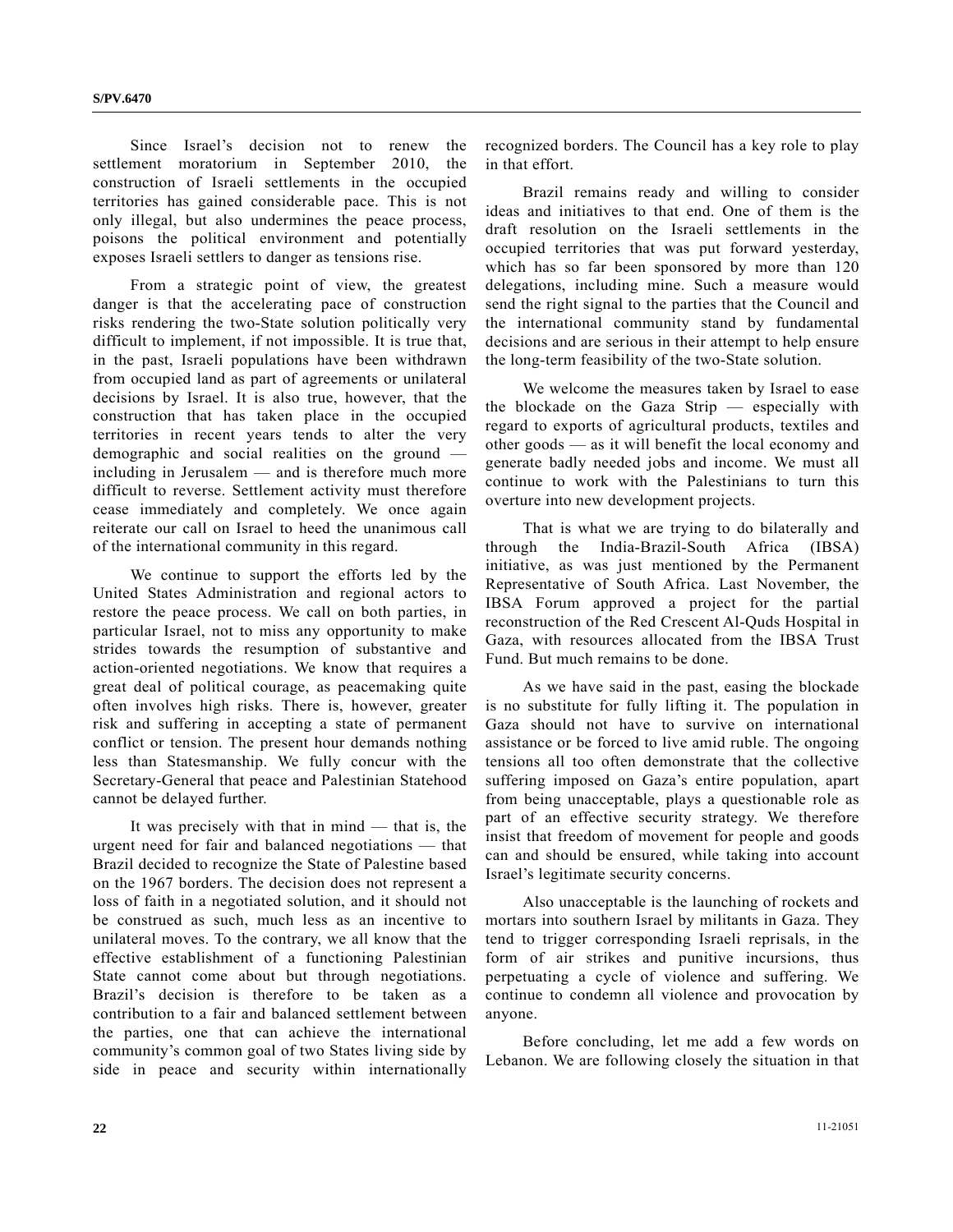Since Israel's decision not to renew the settlement moratorium in September 2010, the construction of Israeli settlements in the occupied territories has gained considerable pace. This is not only illegal, but also undermines the peace process, poisons the political environment and potentially exposes Israeli settlers to danger as tensions rise.

From a strategic point of view, the greatest danger is that the accelerating pace of construction risks rendering the two-State solution politically very difficult to implement, if not impossible. It is true that, in the past, Israeli populations have been withdrawn from occupied land as part of agreements or unilateral decisions by Israel. It is also true, however, that the construction that has taken place in the occupied territories in recent years tends to alter the very demographic and social realities on the ground — including in Jerusalem — and is therefore much more difficult to reverse. Settlement activity must therefore cease immediately and completely. We once again reiterate our call on Israel to heed the unanimous call of the international community in this regard.

We continue to support the efforts led by the United States Administration and regional actors to restore the peace process. We call on both parties, in particular Israel, not to miss any opportunity to make strides towards the resumption of substantive and action-oriented negotiations. We know that requires a great deal of political courage, as peacemaking quite often involves high risks. There is, however, greater risk and suffering in accepting a state of permanent conflict or tension. The present hour demands nothing less than Statesmanship. We fully concur with the Secretary-General that peace and Palestinian Statehood cannot be delayed further.

It was precisely with that in mind — that is, the urgent need for fair and balanced negotiations — that Brazil decided to recognize the State of Palestine based on the 1967 borders. The decision does not represent a loss of faith in a negotiated solution, and it should not be construed as such, much less as an incentive to unilateral moves. To the contrary, we all know that the effective establishment of a functioning Palestinian State cannot come about but through negotiations. Brazil's decision is therefore to be taken as a contribution to a fair and balanced settlement between the parties, one that can achieve the international community's common goal of two States living side by side in peace and security within internationally recognized borders. The Council has a key role to play in that effort.

Brazil remains ready and willing to consider ideas and initiatives to that end. One of them is the draft resolution on the Israeli settlements in the occupied territories that was put forward yesterday, which has so far been sponsored by more than 120 delegations, including mine. Such a measure would send the right signal to the parties that the Council and the international community stand by fundamental decisions and are serious in their attempt to help ensure the long-term feasibility of the two-State solution.

We welcome the measures taken by Israel to ease the blockade on the Gaza Strip — especially with regard to exports of agricultural products, textiles and other goods — as it will benefit the local economy and generate badly needed jobs and income. We must all continue to work with the Palestinians to turn this overture into new development projects.

That is what we are trying to do bilaterally and through the India-Brazil-South Africa (IBSA) initiative, as was just mentioned by the Permanent Representative of South Africa. Last November, the IBSA Forum approved a project for the partial reconstruction of the Red Crescent Al-Quds Hospital in Gaza, with resources allocated from the IBSA Trust Fund. But much remains to be done.

As we have said in the past, easing the blockade is no substitute for fully lifting it. The population in Gaza should not have to survive on international assistance or be forced to live amid ruble. The ongoing tensions all too often demonstrate that the collective suffering imposed on Gaza's entire population, apart from being unacceptable, plays a questionable role as part of an effective security strategy. We therefore insist that freedom of movement for people and goods can and should be ensured, while taking into account Israel's legitimate security concerns.

Also unacceptable is the launching of rockets and mortars into southern Israel by militants in Gaza. They tend to trigger corresponding Israeli reprisals, in the form of air strikes and punitive incursions, thus perpetuating a cycle of violence and suffering. We continue to condemn all violence and provocation by anyone.

Before concluding, let me add a few words on Lebanon. We are following closely the situation in that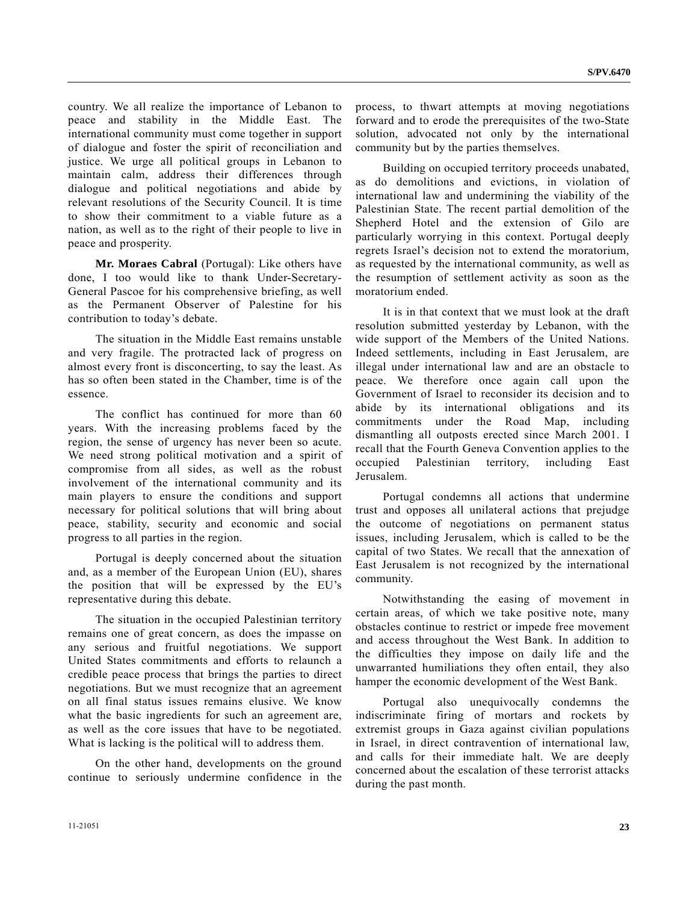country. We all realize the importance of Lebanon to peace and stability in the Middle East. The international community must come together in support of dialogue and foster the spirit of reconciliation and justice. We urge all political groups in Lebanon to maintain calm, address their differences through dialogue and political negotiations and abide by relevant resolutions of the Security Council. It is time to show their commitment to a viable future as a nation, as well as to the right of their people to live in peace and prosperity.

**Mr. Moraes Cabral** (Portugal): Like others have done, I too would like to thank Under-Secretary-General Pascoe for his comprehensive briefing, as well as the Permanent Observer of Palestine for his contribution to today's debate.

The situation in the Middle East remains unstable and very fragile. The protracted lack of progress on almost every front is disconcerting, to say the least. As has so often been stated in the Chamber, time is of the essence.

The conflict has continued for more than 60 years. With the increasing problems faced by the region, the sense of urgency has never been so acute. We need strong political motivation and a spirit of compromise from all sides, as well as the robust involvement of the international community and its main players to ensure the conditions and support necessary for political solutions that will bring about peace, stability, security and economic and social progress to all parties in the region.

Portugal is deeply concerned about the situation and, as a member of the European Union (EU), shares the position that will be expressed by the EU's representative during this debate.

The situation in the occupied Palestinian territory remains one of great concern, as does the impasse on any serious and fruitful negotiations. We support United States commitments and efforts to relaunch a credible peace process that brings the parties to direct negotiations. But we must recognize that an agreement on all final status issues remains elusive. We know what the basic ingredients for such an agreement are, as well as the core issues that have to be negotiated. What is lacking is the political will to address them.

On the other hand, developments on the ground continue to seriously undermine confidence in the process, to thwart attempts at moving negotiations forward and to erode the prerequisites of the two-State solution, advocated not only by the international community but by the parties themselves.

Building on occupied territory proceeds unabated, as do demolitions and evictions, in violation of international law and undermining the viability of the Palestinian State. The recent partial demolition of the Shepherd Hotel and the extension of Gilo are particularly worrying in this context. Portugal deeply regrets Israel's decision not to extend the moratorium, as requested by the international community, as well as the resumption of settlement activity as soon as the moratorium ended.

It is in that context that we must look at the draft resolution submitted yesterday by Lebanon, with the wide support of the Members of the United Nations. Indeed settlements, including in East Jerusalem, are illegal under international law and are an obstacle to peace. We therefore once again call upon the Government of Israel to reconsider its decision and to abide by its international obligations and its commitments under the Road Map, including dismantling all outposts erected since March 2001. I recall that the Fourth Geneva Convention applies to the occupied Palestinian territory, including East Jerusalem.

Portugal condemns all actions that undermine trust and opposes all unilateral actions that prejudge the outcome of negotiations on permanent status issues, including Jerusalem, which is called to be the capital of two States. We recall that the annexation of East Jerusalem is not recognized by the international community.

Notwithstanding the easing of movement in certain areas, of which we take positive note, many obstacles continue to restrict or impede free movement and access throughout the West Bank. In addition to the difficulties they impose on daily life and the unwarranted humiliations they often entail, they also hamper the economic development of the West Bank.

Portugal also unequivocally condemns the indiscriminate firing of mortars and rockets by extremist groups in Gaza against civilian populations in Israel, in direct contravention of international law, and calls for their immediate halt. We are deeply concerned about the escalation of these terrorist attacks during the past month.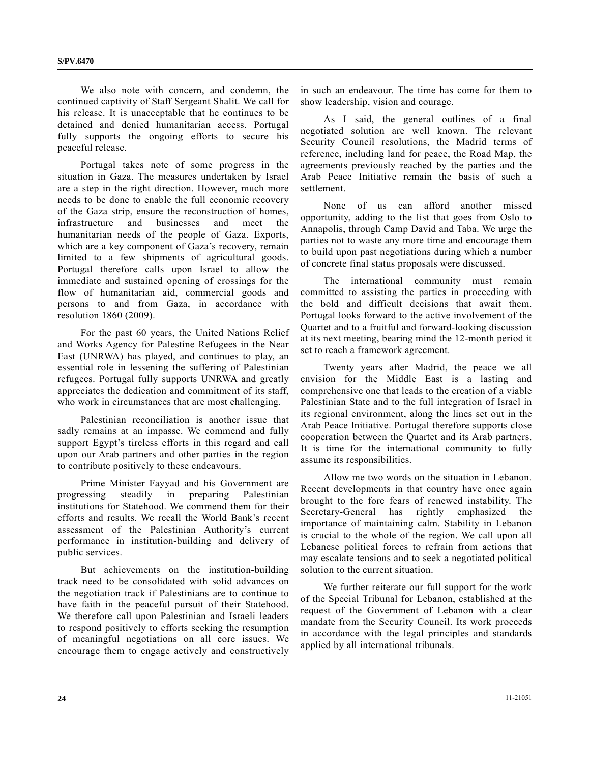We also note with concern, and condemn, the continued captivity of Staff Sergeant Shalit. We call for his release. It is unacceptable that he continues to be detained and denied humanitarian access. Portugal fully supports the ongoing efforts to secure his peaceful release.

Portugal takes note of some progress in the situation in Gaza. The measures undertaken by Israel are a step in the right direction. However, much more needs to be done to enable the full economic recovery of the Gaza strip, ensure the reconstruction of homes, infrastructure and businesses and meet the humanitarian needs of the people of Gaza. Exports, which are a key component of Gaza's recovery, remain limited to a few shipments of agricultural goods. Portugal therefore calls upon Israel to allow the immediate and sustained opening of crossings for the flow of humanitarian aid, commercial goods and persons to and from Gaza, in accordance with resolution 1860 (2009).

For the past 60 years, the United Nations Relief and Works Agency for Palestine Refugees in the Near East (UNRWA) has played, and continues to play, an essential role in lessening the suffering of Palestinian refugees. Portugal fully supports UNRWA and greatly appreciates the dedication and commitment of its staff, who work in circumstances that are most challenging.

Palestinian reconciliation is another issue that sadly remains at an impasse. We commend and fully support Egypt's tireless efforts in this regard and call upon our Arab partners and other parties in the region to contribute positively to these endeavours.

Prime Minister Fayyad and his Government are progressing steadily in preparing Palestinian institutions for Statehood. We commend them for their efforts and results. We recall the World Bank's recent assessment of the Palestinian Authority's current performance in institution-building and delivery of public services.

But achievements on the institution-building track need to be consolidated with solid advances on the negotiation track if Palestinians are to continue to have faith in the peaceful pursuit of their Statehood. We therefore call upon Palestinian and Israeli leaders to respond positively to efforts seeking the resumption of meaningful negotiations on all core issues. We encourage them to engage actively and constructively in such an endeavour. The time has come for them to show leadership, vision and courage.

As I said, the general outlines of a final negotiated solution are well known. The relevant Security Council resolutions, the Madrid terms of reference, including land for peace, the Road Map, the agreements previously reached by the parties and the Arab Peace Initiative remain the basis of such a settlement.

None of us can afford another missed opportunity, adding to the list that goes from Oslo to Annapolis, through Camp David and Taba. We urge the parties not to waste any more time and encourage them to build upon past negotiations during which a number of concrete final status proposals were discussed.

The international community must remain committed to assisting the parties in proceeding with the bold and difficult decisions that await them. Portugal looks forward to the active involvement of the Quartet and to a fruitful and forward-looking discussion at its next meeting, bearing mind the 12-month period it set to reach a framework agreement.

Twenty years after Madrid, the peace we all envision for the Middle East is a lasting and comprehensive one that leads to the creation of a viable Palestinian State and to the full integration of Israel in its regional environment, along the lines set out in the Arab Peace Initiative. Portugal therefore supports close cooperation between the Quartet and its Arab partners. It is time for the international community to fully assume its responsibilities.

Allow me two words on the situation in Lebanon. Recent developments in that country have once again brought to the fore fears of renewed instability. The Secretary-General has rightly emphasized the importance of maintaining calm. Stability in Lebanon is crucial to the whole of the region. We call upon all Lebanese political forces to refrain from actions that may escalate tensions and to seek a negotiated political solution to the current situation.

We further reiterate our full support for the work of the Special Tribunal for Lebanon, established at the request of the Government of Lebanon with a clear mandate from the Security Council. Its work proceeds in accordance with the legal principles and standards applied by all international tribunals.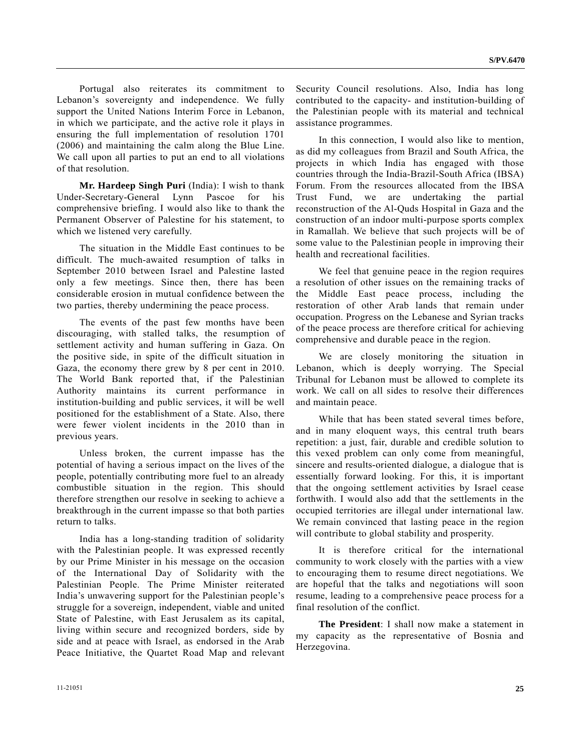Portugal also reiterates its commitment to Lebanon's sovereignty and independence. We fully support the United Nations Interim Force in Lebanon, in which we participate, and the active role it plays in ensuring the full implementation of resolution 1701 (2006) and maintaining the calm along the Blue Line. We call upon all parties to put an end to all violations of that resolution.

**Mr. Hardeep Singh Puri** (India): I wish to thank Under-Secretary-General Lynn Pascoe for his comprehensive briefing. I would also like to thank the Permanent Observer of Palestine for his statement, to which we listened very carefully.

The situation in the Middle East continues to be difficult. The much-awaited resumption of talks in September 2010 between Israel and Palestine lasted only a few meetings. Since then, there has been considerable erosion in mutual confidence between the two parties, thereby undermining the peace process.

The events of the past few months have been discouraging, with stalled talks, the resumption of settlement activity and human suffering in Gaza. On the positive side, in spite of the difficult situation in Gaza, the economy there grew by 8 per cent in 2010. The World Bank reported that, if the Palestinian Authority maintains its current performance in institution-building and public services, it will be well positioned for the establishment of a State. Also, there were fewer violent incidents in the 2010 than in previous years.

Unless broken, the current impasse has the potential of having a serious impact on the lives of the people, potentially contributing more fuel to an already combustible situation in the region. This should therefore strengthen our resolve in seeking to achieve a breakthrough in the current impasse so that both parties return to talks.

India has a long-standing tradition of solidarity with the Palestinian people. It was expressed recently by our Prime Minister in his message on the occasion of the International Day of Solidarity with the Palestinian People. The Prime Minister reiterated India's unwavering support for the Palestinian people's struggle for a sovereign, independent, viable and united State of Palestine, with East Jerusalem as its capital, living within secure and recognized borders, side by side and at peace with Israel, as endorsed in the Arab Peace Initiative, the Quartet Road Map and relevant Security Council resolutions. Also, India has long contributed to the capacity- and institution-building of the Palestinian people with its material and technical assistance programmes.

In this connection, I would also like to mention, as did my colleagues from Brazil and South Africa, the projects in which India has engaged with those countries through the India-Brazil-South Africa (IBSA) Forum. From the resources allocated from the IBSA Trust Fund, we are undertaking the partial reconstruction of the Al-Quds Hospital in Gaza and the construction of an indoor multi-purpose sports complex in Ramallah. We believe that such projects will be of some value to the Palestinian people in improving their health and recreational facilities.

We feel that genuine peace in the region requires a resolution of other issues on the remaining tracks of the Middle East peace process, including the restoration of other Arab lands that remain under occupation. Progress on the Lebanese and Syrian tracks of the peace process are therefore critical for achieving comprehensive and durable peace in the region.

We are closely monitoring the situation in Lebanon, which is deeply worrying. The Special Tribunal for Lebanon must be allowed to complete its work. We call on all sides to resolve their differences and maintain peace.

While that has been stated several times before, and in many eloquent ways, this central truth bears repetition: a just, fair, durable and credible solution to this vexed problem can only come from meaningful, sincere and results-oriented dialogue, a dialogue that is essentially forward looking. For this, it is important that the ongoing settlement activities by Israel cease forthwith. I would also add that the settlements in the occupied territories are illegal under international law. We remain convinced that lasting peace in the region will contribute to global stability and prosperity.

It is therefore critical for the international community to work closely with the parties with a view to encouraging them to resume direct negotiations. We are hopeful that the talks and negotiations will soon resume, leading to a comprehensive peace process for a final resolution of the conflict.

**The President**: I shall now make a statement in my capacity as the representative of Bosnia and Herzegovina.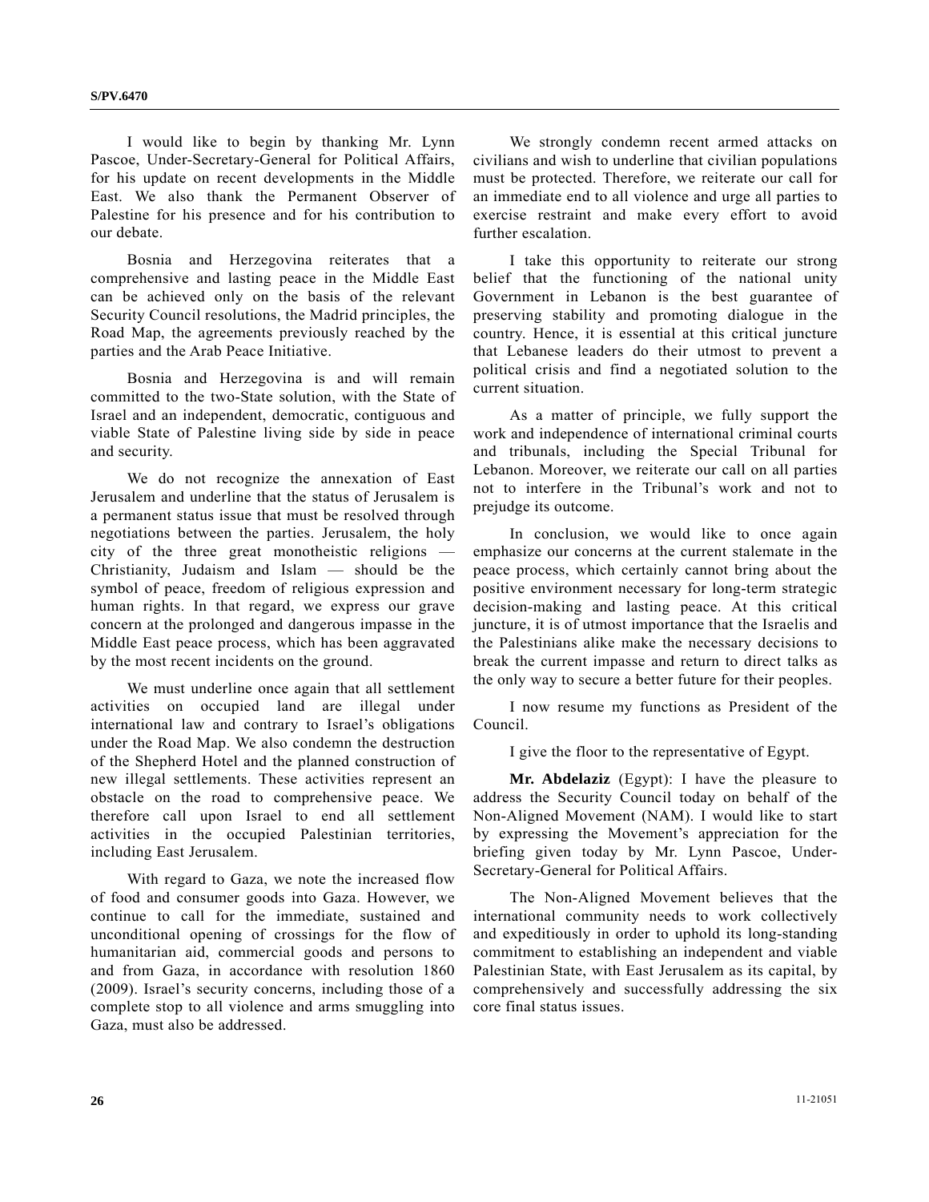I would like to begin by thanking Mr. Lynn Pascoe, Under-Secretary-General for Political Affairs, for his update on recent developments in the Middle East. We also thank the Permanent Observer of Palestine for his presence and for his contribution to our debate.

Bosnia and Herzegovina reiterates that a comprehensive and lasting peace in the Middle East can be achieved only on the basis of the relevant Security Council resolutions, the Madrid principles, the Road Map, the agreements previously reached by the parties and the Arab Peace Initiative.

Bosnia and Herzegovina is and will remain committed to the two-State solution, with the State of Israel and an independent, democratic, contiguous and viable State of Palestine living side by side in peace and security.

We do not recognize the annexation of East Jerusalem and underline that the status of Jerusalem is a permanent status issue that must be resolved through negotiations between the parties. Jerusalem, the holy city of the three great monotheistic religions — Christianity, Judaism and Islam — should be the symbol of peace, freedom of religious expression and human rights. In that regard, we express our grave concern at the prolonged and dangerous impasse in the Middle East peace process, which has been aggravated by the most recent incidents on the ground.

We must underline once again that all settlement activities on occupied land are illegal under international law and contrary to Israel's obligations under the Road Map. We also condemn the destruction of the Shepherd Hotel and the planned construction of new illegal settlements. These activities represent an obstacle on the road to comprehensive peace. We therefore call upon Israel to end all settlement activities in the occupied Palestinian territories, including East Jerusalem.

With regard to Gaza, we note the increased flow of food and consumer goods into Gaza. However, we continue to call for the immediate, sustained and unconditional opening of crossings for the flow of humanitarian aid, commercial goods and persons to and from Gaza, in accordance with resolution 1860 (2009). Israel's security concerns, including those of a complete stop to all violence and arms smuggling into Gaza, must also be addressed.

We strongly condemn recent armed attacks on civilians and wish to underline that civilian populations must be protected. Therefore, we reiterate our call for an immediate end to all violence and urge all parties to exercise restraint and make every effort to avoid further escalation.

I take this opportunity to reiterate our strong belief that the functioning of the national unity Government in Lebanon is the best guarantee of preserving stability and promoting dialogue in the country. Hence, it is essential at this critical juncture that Lebanese leaders do their utmost to prevent a political crisis and find a negotiated solution to the current situation.

As a matter of principle, we fully support the work and independence of international criminal courts and tribunals, including the Special Tribunal for Lebanon. Moreover, we reiterate our call on all parties not to interfere in the Tribunal's work and not to prejudge its outcome.

In conclusion, we would like to once again emphasize our concerns at the current stalemate in the peace process, which certainly cannot bring about the positive environment necessary for long-term strategic decision-making and lasting peace. At this critical juncture, it is of utmost importance that the Israelis and the Palestinians alike make the necessary decisions to break the current impasse and return to direct talks as the only way to secure a better future for their peoples.

I now resume my functions as President of the Council.

I give the floor to the representative of Egypt.

**Mr. Abdelaziz** (Egypt): I have the pleasure to address the Security Council today on behalf of the Non-Aligned Movement (NAM). I would like to start by expressing the Movement's appreciation for the briefing given today by Mr. Lynn Pascoe, Under-Secretary-General for Political Affairs.

The Non-Aligned Movement believes that the international community needs to work collectively and expeditiously in order to uphold its long-standing commitment to establishing an independent and viable Palestinian State, with East Jerusalem as its capital, by comprehensively and successfully addressing the six core final status issues.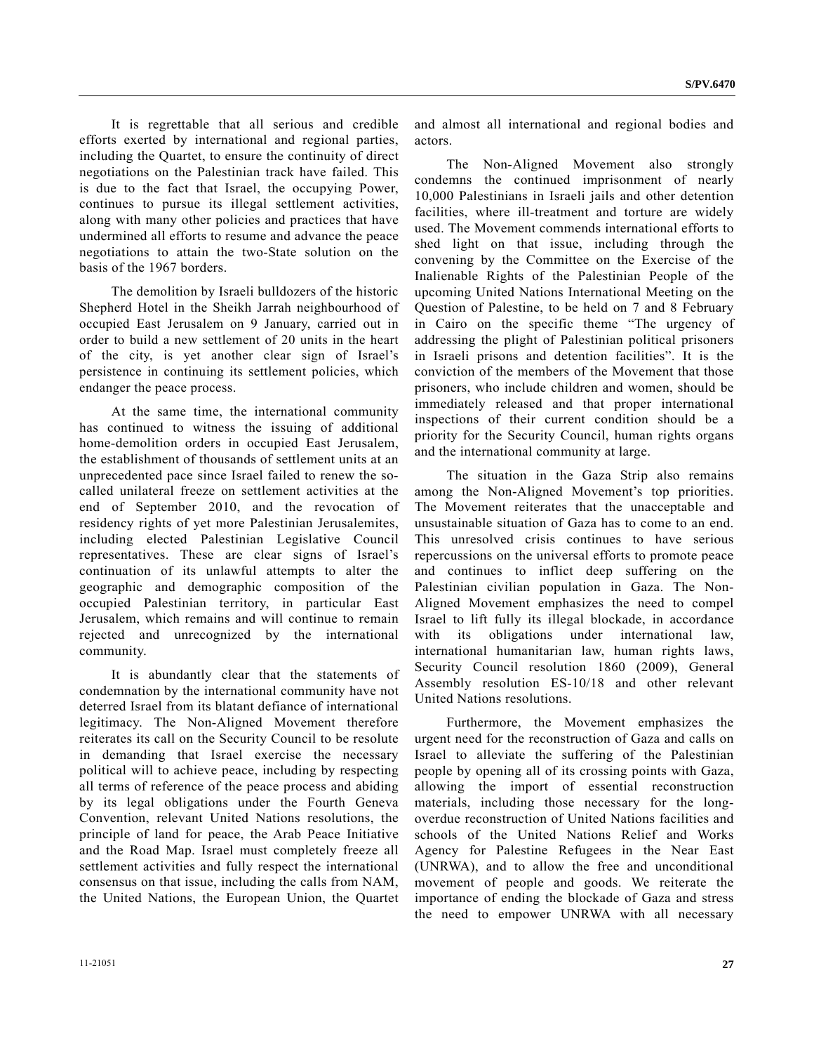It is regrettable that all serious and credible efforts exerted by international and regional parties, including the Quartet, to ensure the continuity of direct negotiations on the Palestinian track have failed. This is due to the fact that Israel, the occupying Power, continues to pursue its illegal settlement activities, along with many other policies and practices that have undermined all efforts to resume and advance the peace negotiations to attain the two-State solution on the basis of the 1967 borders.

The demolition by Israeli bulldozers of the historic Shepherd Hotel in the Sheikh Jarrah neighbourhood of occupied East Jerusalem on 9 January, carried out in order to build a new settlement of 20 units in the heart of the city, is yet another clear sign of Israel's persistence in continuing its settlement policies, which endanger the peace process.

At the same time, the international community has continued to witness the issuing of additional home-demolition orders in occupied East Jerusalem, the establishment of thousands of settlement units at an unprecedented pace since Israel failed to renew the so-called unilateral freeze on settlement activities at the end of September 2010, and the revocation of residency rights of yet more Palestinian Jerusalemites, including elected Palestinian Legislative Council representatives. These are clear signs of Israel's continuation of its unlawful attempts to alter the geographic and demographic composition of the occupied Palestinian territory, in particular East Jerusalem, which remains and will continue to remain rejected and unrecognized by the international community.

It is abundantly clear that the statements of condemnation by the international community have not deterred Israel from its blatant defiance of international legitimacy. The Non-Aligned Movement therefore reiterates its call on the Security Council to be resolute in demanding that Israel exercise the necessary political will to achieve peace, including by respecting all terms of reference of the peace process and abiding by its legal obligations under the Fourth Geneva Convention, relevant United Nations resolutions, the principle of land for peace, the Arab Peace Initiative and the Road Map. Israel must completely freeze all settlement activities and fully respect the international consensus on that issue, including the calls from NAM, the United Nations, the European Union, the Quartet and almost all international and regional bodies and actors.

The Non-Aligned Movement also strongly condemns the continued imprisonment of nearly 10,000 Palestinians in Israeli jails and other detention facilities, where ill-treatment and torture are widely used. The Movement commends international efforts to shed light on that issue, including through the convening by the Committee on the Exercise of the Inalienable Rights of the Palestinian People of the upcoming United Nations International Meeting on the Question of Palestine, to be held on 7 and 8 February in Cairo on the specific theme "The urgency of addressing the plight of Palestinian political prisoners in Israeli prisons and detention facilities". It is the conviction of the members of the Movement that those prisoners, who include children and women, should be immediately released and that proper international inspections of their current condition should be a priority for the Security Council, human rights organs and the international community at large.

The situation in the Gaza Strip also remains among the Non-Aligned Movement's top priorities. The Movement reiterates that the unacceptable and unsustainable situation of Gaza has to come to an end. This unresolved crisis continues to have serious repercussions on the universal efforts to promote peace and continues to inflict deep suffering on the Palestinian civilian population in Gaza. The Non-Aligned Movement emphasizes the need to compel Israel to lift fully its illegal blockade, in accordance with its obligations under international law, international humanitarian law, human rights laws, Security Council resolution 1860 (2009), General Assembly resolution ES-10/18 and other relevant United Nations resolutions.

Furthermore, the Movement emphasizes the urgent need for the reconstruction of Gaza and calls on Israel to alleviate the suffering of the Palestinian people by opening all of its crossing points with Gaza, allowing the import of essential reconstruction materials, including those necessary for the long-overdue reconstruction of United Nations facilities and schools of the United Nations Relief and Works Agency for Palestine Refugees in the Near East (UNRWA), and to allow the free and unconditional movement of people and goods. We reiterate the importance of ending the blockade of Gaza and stress the need to empower UNRWA with all necessary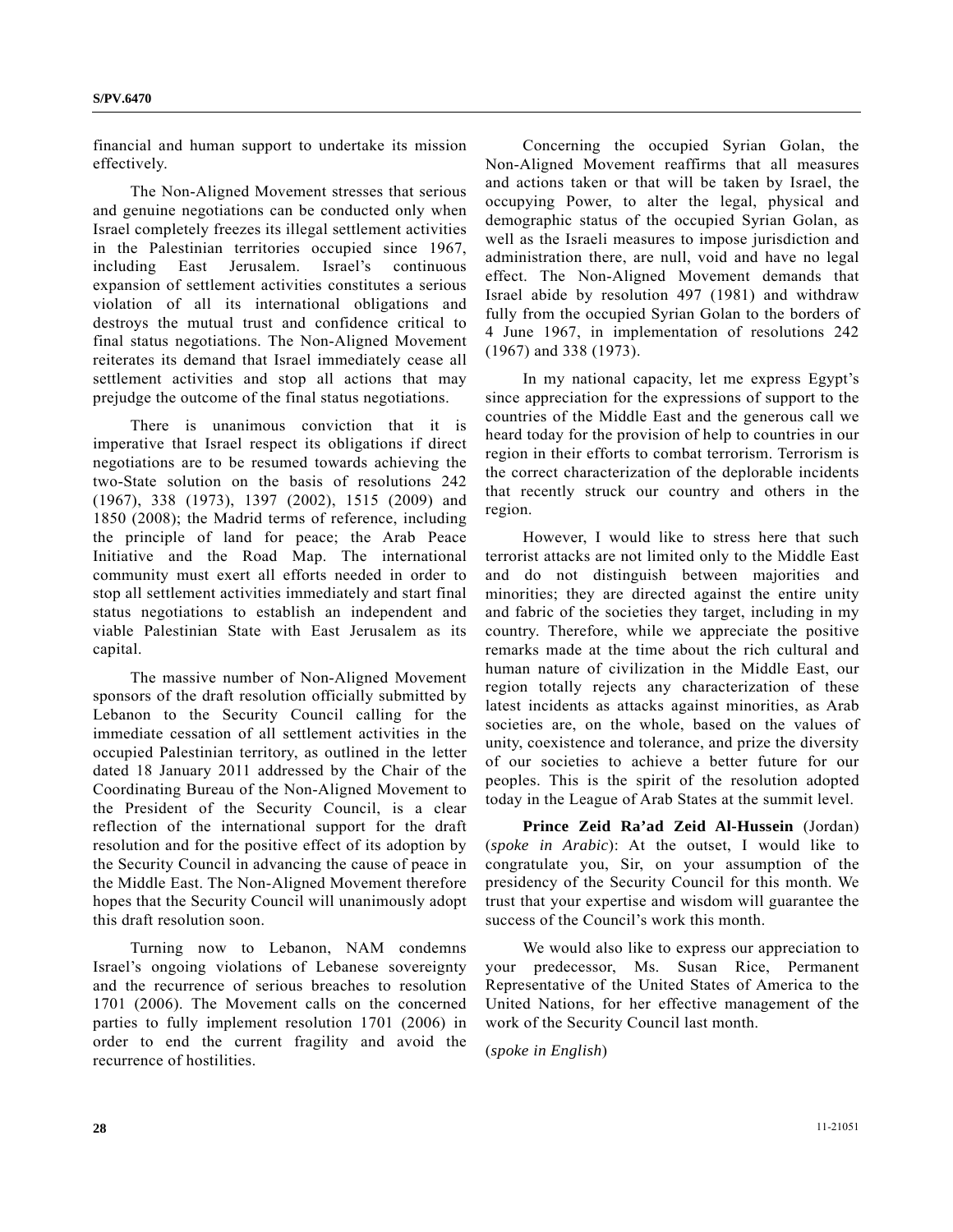financial and human support to undertake its mission effectively.

The Non-Aligned Movement stresses that serious and genuine negotiations can be conducted only when Israel completely freezes its illegal settlement activities in the Palestinian territories occupied since 1967, including East Jerusalem. Israel's continuous expansion of settlement activities constitutes a serious violation of all its international obligations and destroys the mutual trust and confidence critical to final status negotiations. The Non-Aligned Movement reiterates its demand that Israel immediately cease all settlement activities and stop all actions that may prejudge the outcome of the final status negotiations.

There is unanimous conviction that it is imperative that Israel respect its obligations if direct negotiations are to be resumed towards achieving the two-State solution on the basis of resolutions 242 (1967), 338 (1973), 1397 (2002), 1515 (2009) and 1850 (2008); the Madrid terms of reference, including the principle of land for peace; the Arab Peace Initiative and the Road Map. The international community must exert all efforts needed in order to stop all settlement activities immediately and start final status negotiations to establish an independent and viable Palestinian State with East Jerusalem as its capital.

The massive number of Non-Aligned Movement sponsors of the draft resolution officially submitted by Lebanon to the Security Council calling for the immediate cessation of all settlement activities in the occupied Palestinian territory, as outlined in the letter dated 18 January 2011 addressed by the Chair of the Coordinating Bureau of the Non-Aligned Movement to the President of the Security Council, is a clear reflection of the international support for the draft resolution and for the positive effect of its adoption by the Security Council in advancing the cause of peace in the Middle East. The Non-Aligned Movement therefore hopes that the Security Council will unanimously adopt this draft resolution soon.

Turning now to Lebanon, NAM condemns Israel's ongoing violations of Lebanese sovereignty and the recurrence of serious breaches to resolution 1701 (2006). The Movement calls on the concerned parties to fully implement resolution 1701 (2006) in order to end the current fragility and avoid the recurrence of hostilities.

Concerning the occupied Syrian Golan, the Non-Aligned Movement reaffirms that all measures and actions taken or that will be taken by Israel, the occupying Power, to alter the legal, physical and demographic status of the occupied Syrian Golan, as well as the Israeli measures to impose jurisdiction and administration there, are null, void and have no legal effect. The Non-Aligned Movement demands that Israel abide by resolution 497 (1981) and withdraw fully from the occupied Syrian Golan to the borders of 4 June 1967, in implementation of resolutions 242 (1967) and 338 (1973).

In my national capacity, let me express Egypt's since appreciation for the expressions of support to the countries of the Middle East and the generous call we heard today for the provision of help to countries in our region in their efforts to combat terrorism. Terrorism is the correct characterization of the deplorable incidents that recently struck our country and others in the region.

However, I would like to stress here that such terrorist attacks are not limited only to the Middle East and do not distinguish between majorities and minorities; they are directed against the entire unity and fabric of the societies they target, including in my country. Therefore, while we appreciate the positive remarks made at the time about the rich cultural and human nature of civilization in the Middle East, our region totally rejects any characterization of these latest incidents as attacks against minorities, as Arab societies are, on the whole, based on the values of unity, coexistence and tolerance, and prize the diversity of our societies to achieve a better future for our peoples. This is the spirit of the resolution adopted today in the League of Arab States at the summit level.

**Prince Zeid Ra'ad Zeid Al-Hussein** (Jordan) (*spoke in Arabic*): At the outset, I would like to congratulate you, Sir, on your assumption of the presidency of the Security Council for this month. We trust that your expertise and wisdom will guarantee the success of the Council's work this month.

We would also like to express our appreciation to your predecessor, Ms. Susan Rice, Permanent Representative of the United States of America to the United Nations, for her effective management of the work of the Security Council last month.

(*spoke in English*)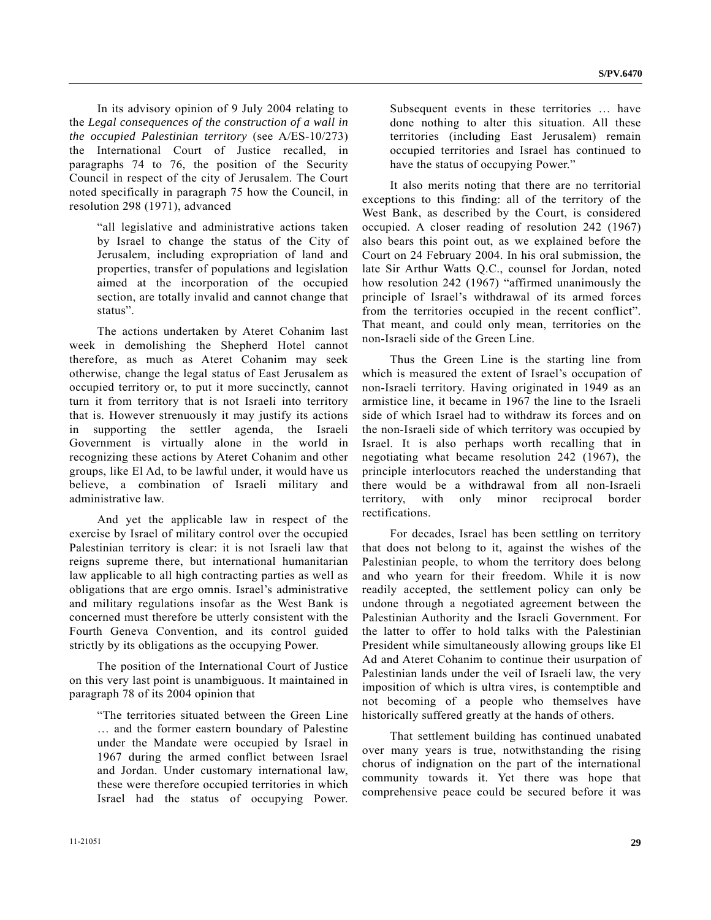In its advisory opinion of 9 July 2004 relating to the *Legal consequences of the construction of a wall in the occupied Palestinian territory* (see A/ES-10/273) the International Court of Justice recalled, in paragraphs 74 to 76, the position of the Security Council in respect of the city of Jerusalem. The Court noted specifically in paragraph 75 how the Council, in resolution 298 (1971), advanced

> "all legislative and administrative actions taken by Israel to change the status of the City of Jerusalem, including expropriation of land and properties, transfer of populations and legislation aimed at the incorporation of the occupied section, are totally invalid and cannot change that status".

The actions undertaken by Ateret Cohanim last week in demolishing the Shepherd Hotel cannot therefore, as much as Ateret Cohanim may seek otherwise, change the legal status of East Jerusalem as occupied territory or, to put it more succinctly, cannot turn it from territory that is not Israeli into territory that is. However strenuously it may justify its actions in supporting the settler agenda, the Israeli Government is virtually alone in the world in recognizing these actions by Ateret Cohanim and other groups, like El Ad, to be lawful under, it would have us believe, a combination of Israeli military and administrative law.

And yet the applicable law in respect of the exercise by Israel of military control over the occupied Palestinian territory is clear: it is not Israeli law that reigns supreme there, but international humanitarian law applicable to all high contracting parties as well as obligations that are ergo omnis. Israel's administrative and military regulations insofar as the West Bank is concerned must therefore be utterly consistent with the Fourth Geneva Convention, and its control guided strictly by its obligations as the occupying Power.

The position of the International Court of Justice on this very last point is unambiguous. It maintained in paragraph 78 of its 2004 opinion that

> "The territories situated between the Green Line … and the former eastern boundary of Palestine under the Mandate were occupied by Israel in 1967 during the armed conflict between Israel and Jordan. Under customary international law, these were therefore occupied territories in which Israel had the status of occupying Power. Subsequent events in these territories … have done nothing to alter this situation. All these territories (including East Jerusalem) remain occupied territories and Israel has continued to have the status of occupying Power."

It also merits noting that there are no territorial exceptions to this finding: all of the territory of the West Bank, as described by the Court, is considered occupied. A closer reading of resolution 242 (1967) also bears this point out, as we explained before the Court on 24 February 2004. In his oral submission, the late Sir Arthur Watts Q.C., counsel for Jordan, noted how resolution 242 (1967) "affirmed unanimously the principle of Israel's withdrawal of its armed forces from the territories occupied in the recent conflict". That meant, and could only mean, territories on the non-Israeli side of the Green Line.

Thus the Green Line is the starting line from which is measured the extent of Israel's occupation of non-Israeli territory. Having originated in 1949 as an armistice line, it became in 1967 the line to the Israeli side of which Israel had to withdraw its forces and on the non-Israeli side of which territory was occupied by Israel. It is also perhaps worth recalling that in negotiating what became resolution 242 (1967), the principle interlocutors reached the understanding that there would be a withdrawal from all non-Israeli territory, with only minor reciprocal border rectifications.

For decades, Israel has been settling on territory that does not belong to it, against the wishes of the Palestinian people, to whom the territory does belong and who yearn for their freedom. While it is now readily accepted, the settlement policy can only be undone through a negotiated agreement between the Palestinian Authority and the Israeli Government. For the latter to offer to hold talks with the Palestinian President while simultaneously allowing groups like El Ad and Ateret Cohanim to continue their usurpation of Palestinian lands under the veil of Israeli law, the very imposition of which is ultra vires, is contemptible and not becoming of a people who themselves have historically suffered greatly at the hands of others.

That settlement building has continued unabated over many years is true, notwithstanding the rising chorus of indignation on the part of the international community towards it. Yet there was hope that comprehensive peace could be secured before it was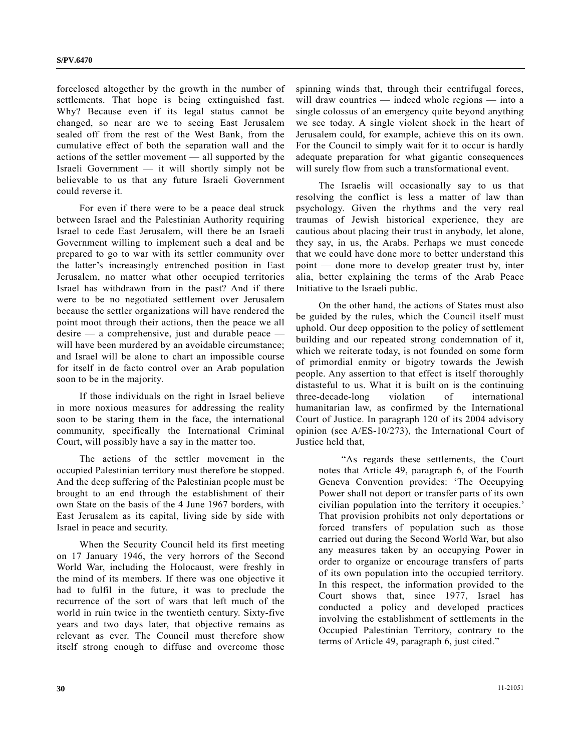foreclosed altogether by the growth in the number of settlements. That hope is being extinguished fast. Why? Because even if its legal status cannot be changed, so near are we to seeing East Jerusalem sealed off from the rest of the West Bank, from the cumulative effect of both the separation wall and the actions of the settler movement — all supported by the Israeli Government — it will shortly simply not be believable to us that any future Israeli Government could reverse it.

For even if there were to be a peace deal struck between Israel and the Palestinian Authority requiring Israel to cede East Jerusalem, will there be an Israeli Government willing to implement such a deal and be prepared to go to war with its settler community over the latter's increasingly entrenched position in East Jerusalem, no matter what other occupied territories Israel has withdrawn from in the past? And if there were to be no negotiated settlement over Jerusalem because the settler organizations will have rendered the point moot through their actions, then the peace we all desire — a comprehensive, just and durable peace — will have been murdered by an avoidable circumstance; and Israel will be alone to chart an impossible course for itself in de facto control over an Arab population soon to be in the majority.

If those individuals on the right in Israel believe in more noxious measures for addressing the reality soon to be staring them in the face, the international community, specifically the International Criminal Court, will possibly have a say in the matter too.

The actions of the settler movement in the occupied Palestinian territory must therefore be stopped. And the deep suffering of the Palestinian people must be brought to an end through the establishment of their own State on the basis of the 4 June 1967 borders, with East Jerusalem as its capital, living side by side with Israel in peace and security.

When the Security Council held its first meeting on 17 January 1946, the very horrors of the Second World War, including the Holocaust, were freshly in the mind of its members. If there was one objective it had to fulfil in the future, it was to preclude the recurrence of the sort of wars that left much of the world in ruin twice in the twentieth century. Sixty-five years and two days later, that objective remains as relevant as ever. The Council must therefore show itself strong enough to diffuse and overcome those spinning winds that, through their centrifugal forces, will draw countries — indeed whole regions — into a single colossus of an emergency quite beyond anything we see today. A single violent shock in the heart of Jerusalem could, for example, achieve this on its own. For the Council to simply wait for it to occur is hardly adequate preparation for what gigantic consequences will surely flow from such a transformational event.

The Israelis will occasionally say to us that resolving the conflict is less a matter of law than psychology. Given the rhythms and the very real traumas of Jewish historical experience, they are cautious about placing their trust in anybody, let alone, they say, in us, the Arabs. Perhaps we must concede that we could have done more to better understand this point — done more to develop greater trust by, inter alia, better explaining the terms of the Arab Peace Initiative to the Israeli public.

On the other hand, the actions of States must also be guided by the rules, which the Council itself must uphold. Our deep opposition to the policy of settlement building and our repeated strong condemnation of it, which we reiterate today, is not founded on some form of primordial enmity or bigotry towards the Jewish people. Any assertion to that effect is itself thoroughly distasteful to us. What it is built on is the continuing three-decade-long violation of international humanitarian law, as confirmed by the International Court of Justice. In paragraph 120 of its 2004 advisory opinion (see A/ES-10/273), the International Court of Justice held that,

> "As regards these settlements, the Court notes that Article 49, paragraph 6, of the Fourth Geneva Convention provides: 'The Occupying Power shall not deport or transfer parts of its own civilian population into the territory it occupies.' That provision prohibits not only deportations or forced transfers of population such as those carried out during the Second World War, but also any measures taken by an occupying Power in order to organize or encourage transfers of parts of its own population into the occupied territory. In this respect, the information provided to the Court shows that, since 1977, Israel has conducted a policy and developed practices involving the establishment of settlements in the Occupied Palestinian Territory, contrary to the terms of Article 49, paragraph 6, just cited."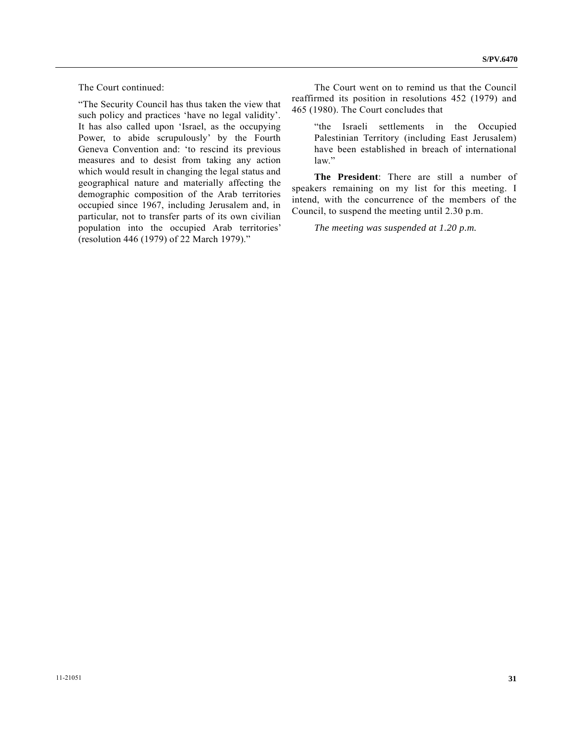The Court continued:

> "The Security Council has thus taken the view that such policy and practices 'have no legal validity'. It has also called upon 'Israel, as the occupying Power, to abide scrupulously' by the Fourth Geneva Convention and: 'to rescind its previous measures and to desist from taking any action which would result in changing the legal status and geographical nature and materially affecting the demographic composition of the Arab territories occupied since 1967, including Jerusalem and, in particular, not to transfer parts of its own civilian population into the occupied Arab territories' (resolution 446 (1979) of 22 March 1979)."

The Court went on to remind us that the Council reaffirmed its position in resolutions 452 (1979) and 465 (1980). The Court concludes that

> "the Israeli settlements in the Occupied Palestinian Territory (including East Jerusalem) have been established in breach of international law."

**The President**: There are still a number of speakers remaining on my list for this meeting. I intend, with the concurrence of the members of the Council, to suspend the meeting until 2.30 p.m.

*The meeting was suspended at 1.20 p.m.*